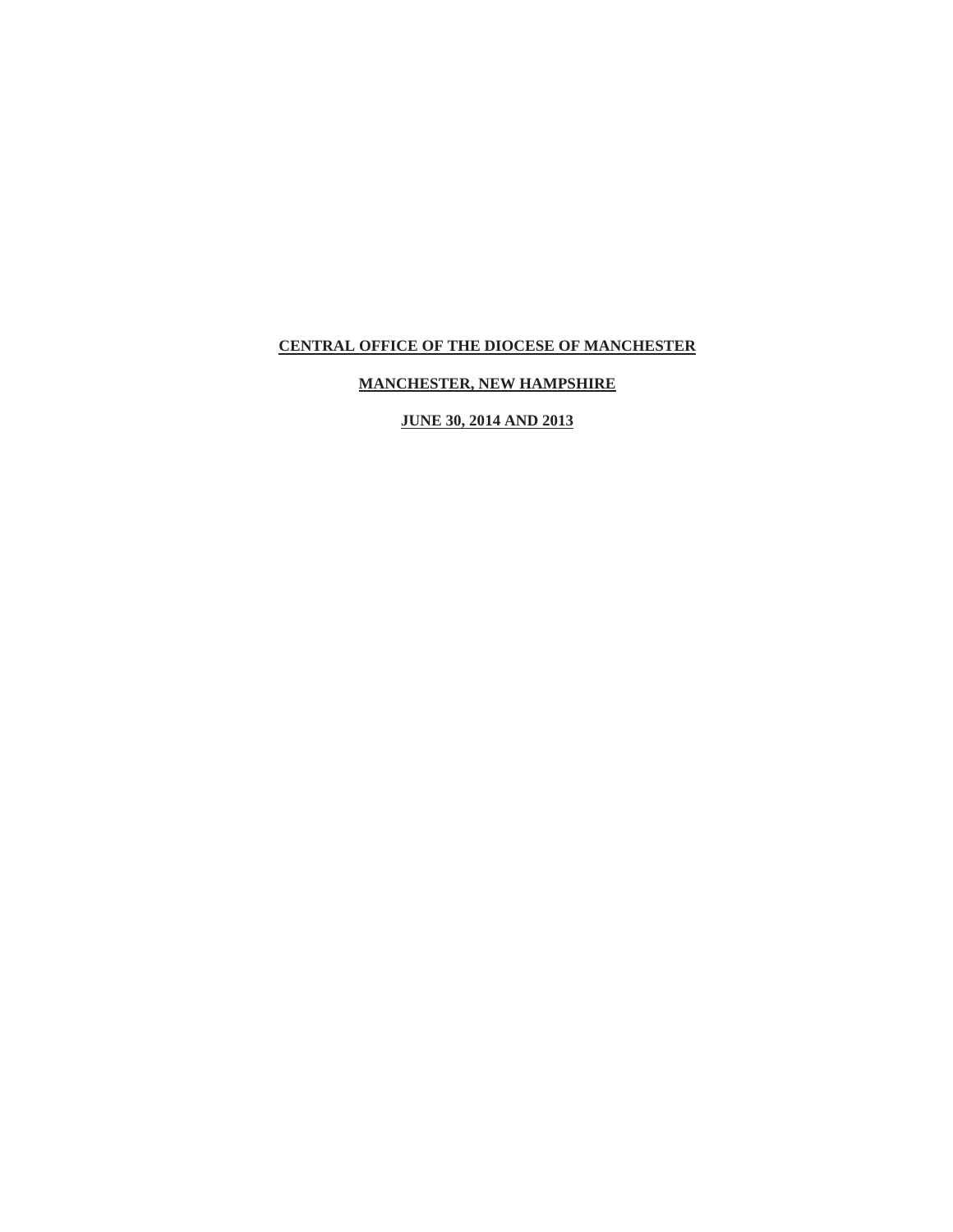**CENTRAL OFFICE OF THE DIOCESE OF MANCHESTER**

**MANCHESTER, NEW HAMPSHIRE**

**JUNE 30, 2014 AND 2013**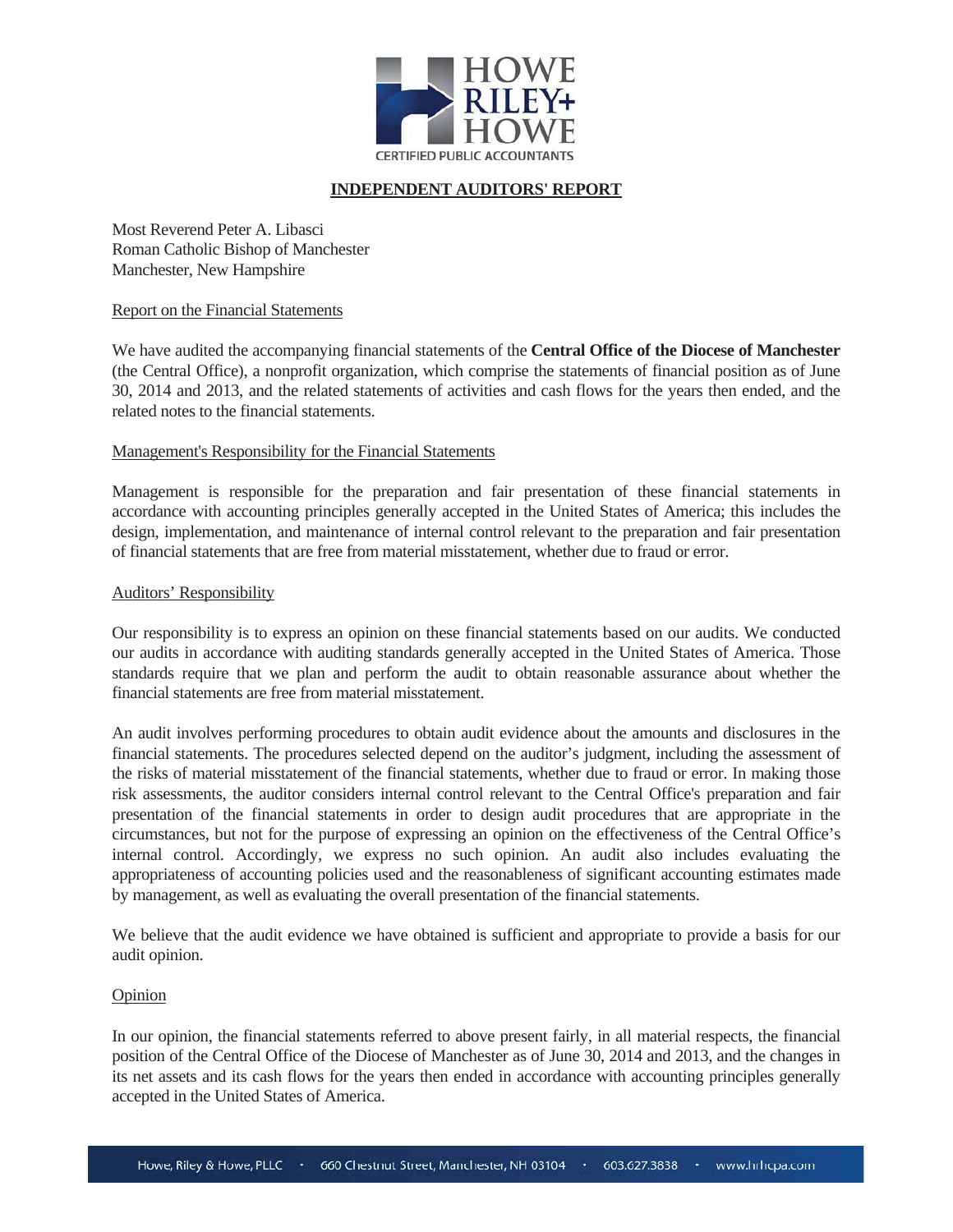HOWE RILEY+ HOWE
CERTIFIED PUBLIC ACCOUNTANTS

# INDEPENDENT AUDITORS' REPORT

Most Reverend Peter A. Libasci
Roman Catholic Bishop of Manchester
Manchester, New Hampshire

## Report on the Financial Statements

We have audited the accompanying financial statements of the **Central Office of the Diocese of Manchester** (the Central Office), a nonprofit organization, which comprise the statements of financial position as of June 30, 2014 and 2013, and the related statements of activities and cash flows for the years then ended, and the related notes to the financial statements.

## Management's Responsibility for the Financial Statements

Management is responsible for the preparation and fair presentation of these financial statements in accordance with accounting principles generally accepted in the United States of America; this includes the design, implementation, and maintenance of internal control relevant to the preparation and fair presentation of financial statements that are free from material misstatement, whether due to fraud or error.

## Auditors' Responsibility

Our responsibility is to express an opinion on these financial statements based on our audits. We conducted our audits in accordance with auditing standards generally accepted in the United States of America. Those standards require that we plan and perform the audit to obtain reasonable assurance about whether the financial statements are free from material misstatement.

An audit involves performing procedures to obtain audit evidence about the amounts and disclosures in the financial statements. The procedures selected depend on the auditor's judgment, including the assessment of the risks of material misstatement of the financial statements, whether due to fraud or error. In making those risk assessments, the auditor considers internal control relevant to the Central Office's preparation and fair presentation of the financial statements in order to design audit procedures that are appropriate in the circumstances, but not for the purpose of expressing an opinion on the effectiveness of the Central Office's internal control. Accordingly, we express no such opinion. An audit also includes evaluating the appropriateness of accounting policies used and the reasonableness of significant accounting estimates made by management, as well as evaluating the overall presentation of the financial statements.

We believe that the audit evidence we have obtained is sufficient and appropriate to provide a basis for our audit opinion.

## Opinion

In our opinion, the financial statements referred to above present fairly, in all material respects, the financial position of the Central Office of the Diocese of Manchester as of June 30, 2014 and 2013, and the changes in its net assets and its cash flows for the years then ended in accordance with accounting principles generally accepted in the United States of America.

Howe, Riley & Howe, PLLC · 660 Chestnut Street, Manchester, NH 03104 · 603.627.3838 · www.hrhcpa.com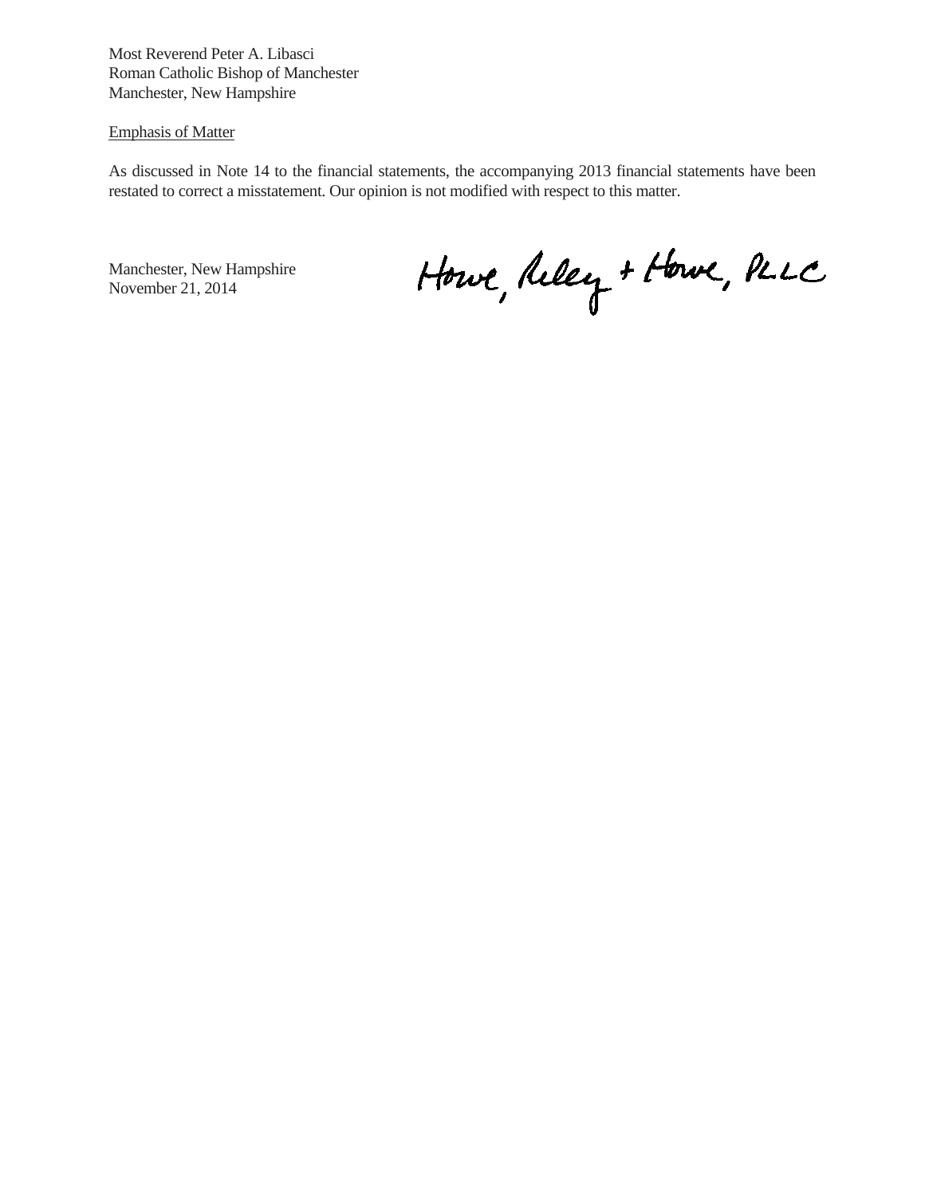Most Reverend Peter A. Libasci
Roman Catholic Bishop of Manchester
Manchester, New Hampshire

Emphasis of Matter

As discussed in Note 14 to the financial statements, the accompanying 2013 financial statements have been restated to correct a misstatement. Our opinion is not modified with respect to this matter.

Manchester, New Hampshire
November 21, 2014

Howe, Riley + Howe, PLLC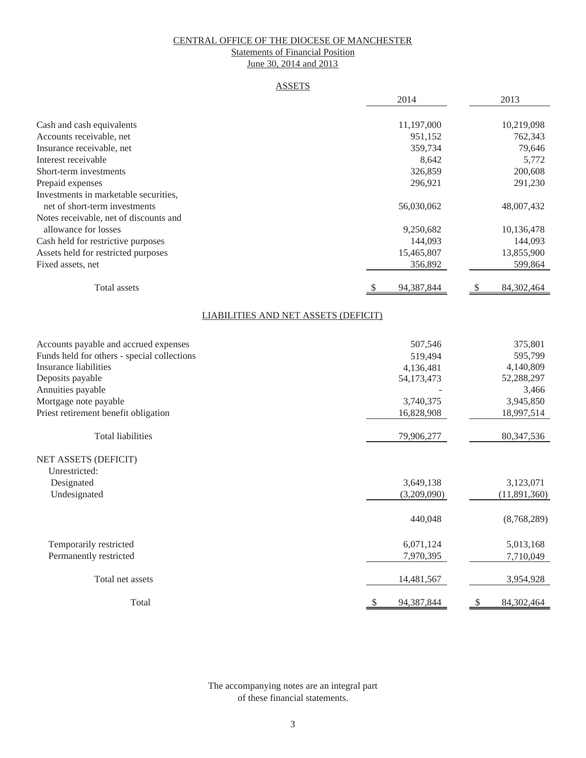# CENTRAL OFFICE OF THE DIOCESE OF MANCHESTER

## Statements of Financial Position

### June 30, 2014 and 2013

#### ASSETS

| | 2014 | 2013 |
|---|---|---|
| Cash and cash equivalents | 11,197,000 | 10,219,098 |
| Accounts receivable, net | 951,152 | 762,343 |
| Insurance receivable, net | 359,734 | 79,646 |
| Interest receivable | 8,642 | 5,772 |
| Short-term investments | 326,859 | 200,608 |
| Prepaid expenses | 296,921 | 291,230 |
| Investments in marketable securities, net of short-term investments | 56,030,062 | 48,007,432 |
| Notes receivable, net of discounts and allowance for losses | 9,250,682 | 10,136,478 |
| Cash held for restrictive purposes | 144,093 | 144,093 |
| Assets held for restricted purposes | 15,465,807 | 13,855,900 |
| Fixed assets, net | 356,892 | 599,864 |
| Total assets | $ 94,387,844 | $ 84,302,464 |

#### LIABILITIES AND NET ASSETS (DEFICIT)

| | 2014 | 2013 |
|---|---|---|
| Accounts payable and accrued expenses | 507,546 | 375,801 |
| Funds held for others - special collections | 519,494 | 595,799 |
| Insurance liabilities | 4,136,481 | 4,140,809 |
| Deposits payable | 54,173,473 | 52,288,297 |
| Annuities payable | - | 3,466 |
| Mortgage note payable | 3,740,375 | 3,945,850 |
| Priest retirement benefit obligation | 16,828,908 | 18,997,514 |
| Total liabilities | 79,906,277 | 80,347,536 |
| NET ASSETS (DEFICIT) | | |
| Unrestricted: | | |
| Designated | 3,649,138 | 3,123,071 |
| Undesignated | (3,209,090) | (11,891,360) |
| | 440,048 | (8,768,289) |
| Temporarily restricted | 6,071,124 | 5,013,168 |
| Permanently restricted | 7,970,395 | 7,710,049 |
| Total net assets | 14,481,567 | 3,954,928 |
| Total | $ 94,387,844 | $ 84,302,464 |

The accompanying notes are an integral part of these financial statements.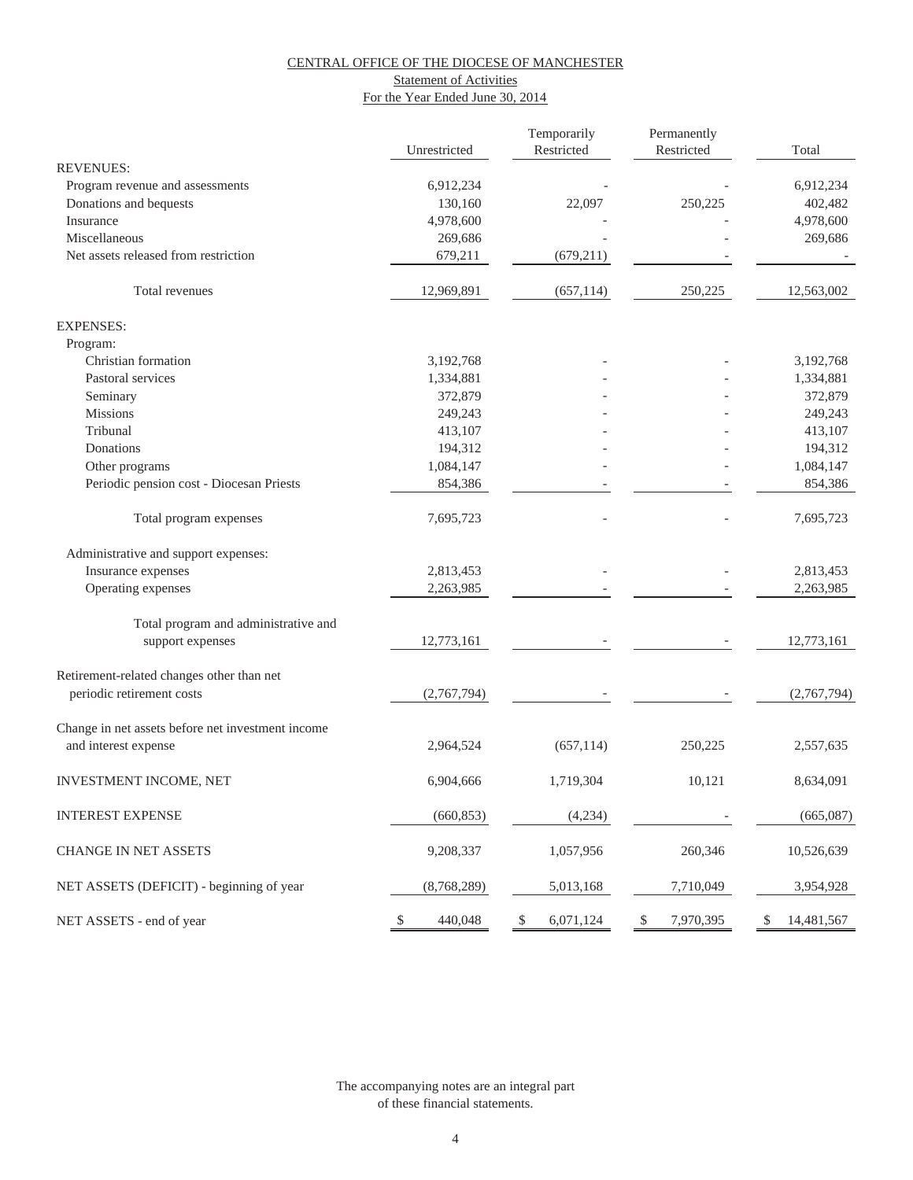CENTRAL OFFICE OF THE DIOCESE OF MANCHESTER

Statement of Activities

For the Year Ended June 30, 2014

| | Unrestricted | Temporarily Restricted | Permanently Restricted | Total |
|---|---|---|---|---|
| REVENUES: | | | | |
| Program revenue and assessments | 6,912,234 | - | - | 6,912,234 |
| Donations and bequests | 130,160 | 22,097 | 250,225 | 402,482 |
| Insurance | 4,978,600 | - | - | 4,978,600 |
| Miscellaneous | 269,686 | - | - | 269,686 |
| Net assets released from restriction | 679,211 | (679,211) | - | - |
| Total revenues | 12,969,891 | (657,114) | 250,225 | 12,563,002 |
| EXPENSES: | | | | |
| Program: | | | | |
| Christian formation | 3,192,768 | - | - | 3,192,768 |
| Pastoral services | 1,334,881 | - | - | 1,334,881 |
| Seminary | 372,879 | - | - | 372,879 |
| Missions | 249,243 | - | - | 249,243 |
| Tribunal | 413,107 | - | - | 413,107 |
| Donations | 194,312 | - | - | 194,312 |
| Other programs | 1,084,147 | - | - | 1,084,147 |
| Periodic pension cost - Diocesan Priests | 854,386 | - | - | 854,386 |
| Total program expenses | 7,695,723 | - | - | 7,695,723 |
| Administrative and support expenses: | | | | |
| Insurance expenses | 2,813,453 | - | - | 2,813,453 |
| Operating expenses | 2,263,985 | - | - | 2,263,985 |
| Total program and administrative and support expenses | 12,773,161 | - | - | 12,773,161 |
| Retirement-related changes other than net periodic retirement costs | (2,767,794) | - | - | (2,767,794) |
| Change in net assets before net investment income and interest expense | 2,964,524 | (657,114) | 250,225 | 2,557,635 |
| INVESTMENT INCOME, NET | 6,904,666 | 1,719,304 | 10,121 | 8,634,091 |
| INTEREST EXPENSE | (660,853) | (4,234) | - | (665,087) |
| CHANGE IN NET ASSETS | 9,208,337 | 1,057,956 | 260,346 | 10,526,639 |
| NET ASSETS (DEFICIT) - beginning of year | (8,768,289) | 5,013,168 | 7,710,049 | 3,954,928 |
| NET ASSETS - end of year | $ 440,048 | $ 6,071,124 | $ 7,970,395 | $ 14,481,567 |

The accompanying notes are an integral part of these financial statements.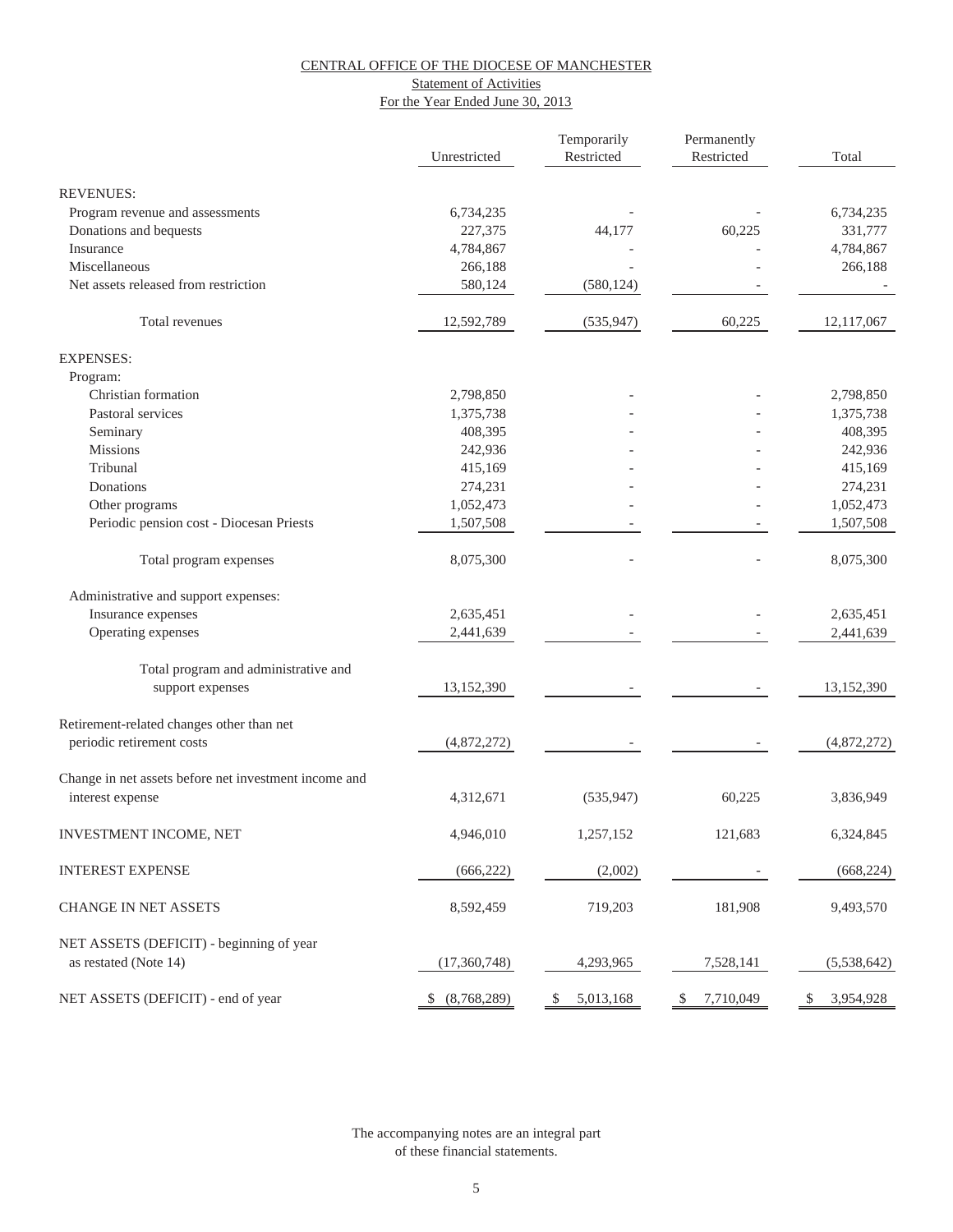# CENTRAL OFFICE OF THE DIOCESE OF MANCHESTER

## Statement of Activities

### For the Year Ended June 30, 2013

| | Unrestricted | Temporarily Restricted | Permanently Restricted | Total |
|---|---|---|---|---|
| REVENUES: | | | | |
| Program revenue and assessments | 6,734,235 | - | - | 6,734,235 |
| Donations and bequests | 227,375 | 44,177 | 60,225 | 331,777 |
| Insurance | 4,784,867 | - | - | 4,784,867 |
| Miscellaneous | 266,188 | - | - | 266,188 |
| Net assets released from restriction | 580,124 | (580,124) | - | - |
| Total revenues | 12,592,789 | (535,947) | 60,225 | 12,117,067 |
| EXPENSES: | | | | |
| Program: | | | | |
| Christian formation | 2,798,850 | - | - | 2,798,850 |
| Pastoral services | 1,375,738 | - | - | 1,375,738 |
| Seminary | 408,395 | - | - | 408,395 |
| Missions | 242,936 | - | - | 242,936 |
| Tribunal | 415,169 | - | - | 415,169 |
| Donations | 274,231 | - | - | 274,231 |
| Other programs | 1,052,473 | - | - | 1,052,473 |
| Periodic pension cost - Diocesan Priests | 1,507,508 | - | - | 1,507,508 |
| Total program expenses | 8,075,300 | - | - | 8,075,300 |
| Administrative and support expenses: | | | | |
| Insurance expenses | 2,635,451 | - | - | 2,635,451 |
| Operating expenses | 2,441,639 | - | - | 2,441,639 |
| Total program and administrative and support expenses | 13,152,390 | - | - | 13,152,390 |
| Retirement-related changes other than net periodic retirement costs | (4,872,272) | - | - | (4,872,272) |
| Change in net assets before net investment income and interest expense | 4,312,671 | (535,947) | 60,225 | 3,836,949 |
| INVESTMENT INCOME, NET | 4,946,010 | 1,257,152 | 121,683 | 6,324,845 |
| INTEREST EXPENSE | (666,222) | (2,002) | - | (668,224) |
| CHANGE IN NET ASSETS | 8,592,459 | 719,203 | 181,908 | 9,493,570 |
| NET ASSETS (DEFICIT) - beginning of year as restated (Note 14) | (17,360,748) | 4,293,965 | 7,528,141 | (5,538,642) |
| NET ASSETS (DEFICIT) - end of year | $ (8,768,289) | $ 5,013,168 | $ 7,710,049 | $ 3,954,928 |

The accompanying notes are an integral part of these financial statements.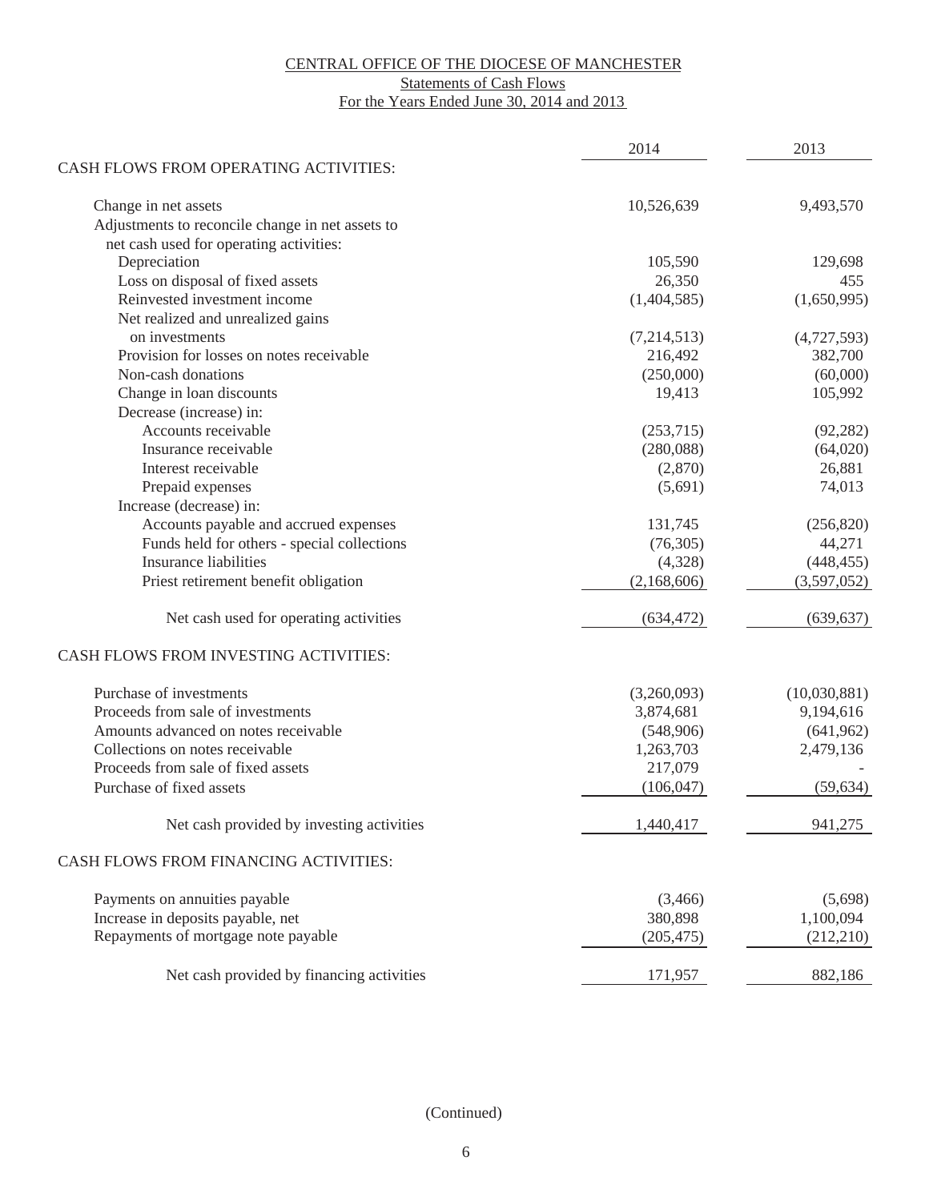CENTRAL OFFICE OF THE DIOCESE OF MANCHESTER

Statements of Cash Flows

For the Years Ended June 30, 2014 and 2013

| | 2014 | 2013 |
|---|---|---|
| CASH FLOWS FROM OPERATING ACTIVITIES: | | |
| Change in net assets | 10,526,639 | 9,493,570 |
| Adjustments to reconcile change in net assets to net cash used for operating activities: | | |
| Depreciation | 105,590 | 129,698 |
| Loss on disposal of fixed assets | 26,350 | 455 |
| Reinvested investment income | (1,404,585) | (1,650,995) |
| Net realized and unrealized gains on investments | (7,214,513) | (4,727,593) |
| Provision for losses on notes receivable | 216,492 | 382,700 |
| Non-cash donations | (250,000) | (60,000) |
| Change in loan discounts | 19,413 | 105,992 |
| Decrease (increase) in: | | |
| Accounts receivable | (253,715) | (92,282) |
| Insurance receivable | (280,088) | (64,020) |
| Interest receivable | (2,870) | 26,881 |
| Prepaid expenses | (5,691) | 74,013 |
| Increase (decrease) in: | | |
| Accounts payable and accrued expenses | 131,745 | (256,820) |
| Funds held for others - special collections | (76,305) | 44,271 |
| Insurance liabilities | (4,328) | (448,455) |
| Priest retirement benefit obligation | (2,168,606) | (3,597,052) |
| Net cash used for operating activities | (634,472) | (639,637) |
| CASH FLOWS FROM INVESTING ACTIVITIES: | | |
| Purchase of investments | (3,260,093) | (10,030,881) |
| Proceeds from sale of investments | 3,874,681 | 9,194,616 |
| Amounts advanced on notes receivable | (548,906) | (641,962) |
| Collections on notes receivable | 1,263,703 | 2,479,136 |
| Proceeds from sale of fixed assets | 217,079 | - |
| Purchase of fixed assets | (106,047) | (59,634) |
| Net cash provided by investing activities | 1,440,417 | 941,275 |
| CASH FLOWS FROM FINANCING ACTIVITIES: | | |
| Payments on annuities payable | (3,466) | (5,698) |
| Increase in deposits payable, net | 380,898 | 1,100,094 |
| Repayments of mortgage note payable | (205,475) | (212,210) |
| Net cash provided by financing activities | 171,957 | 882,186 |

(Continued)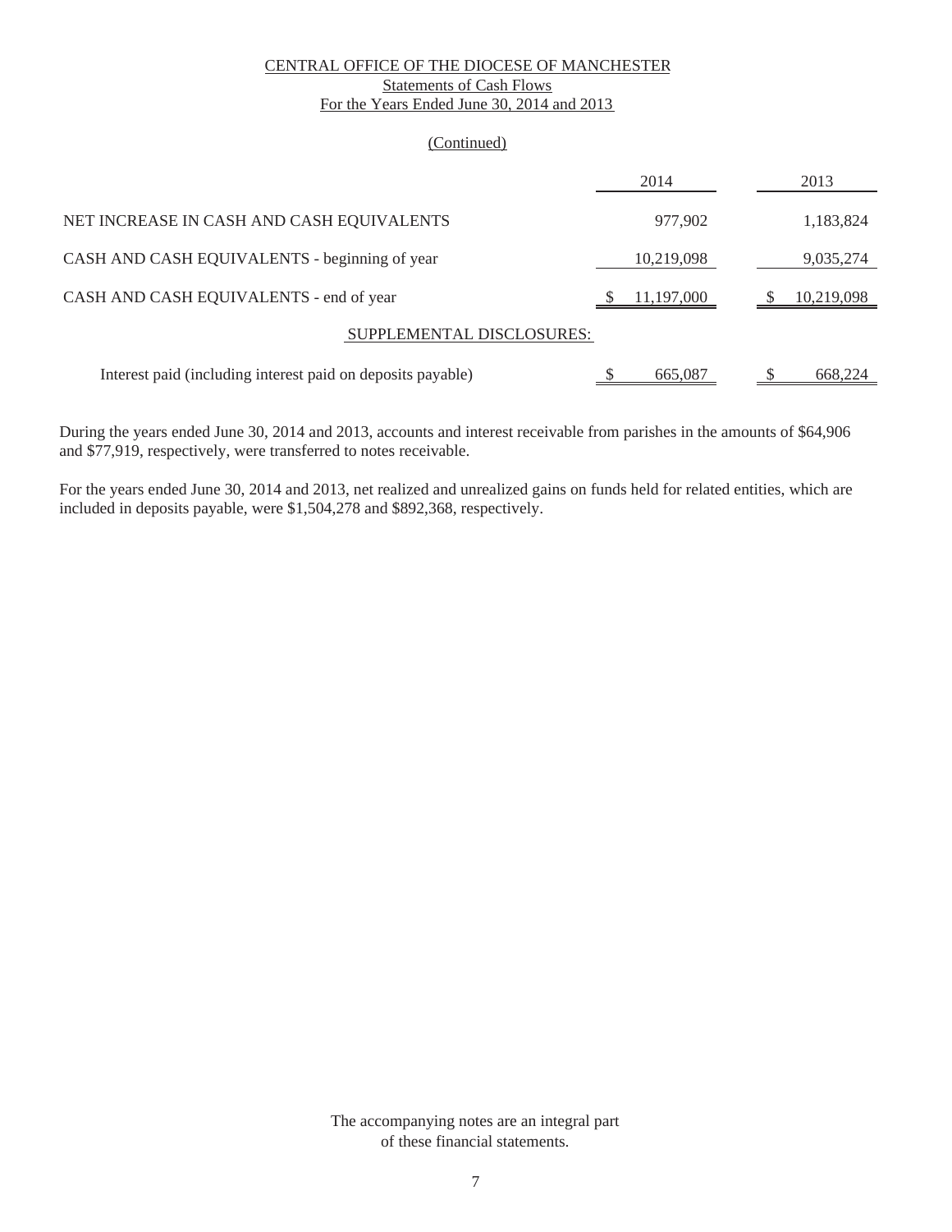CENTRAL OFFICE OF THE DIOCESE OF MANCHESTER
Statements of Cash Flows
For the Years Ended June 30, 2014 and 2013

(Continued)

| | 2014 | 2013 |
|---|---|---|
| NET INCREASE IN CASH AND CASH EQUIVALENTS | 977,902 | 1,183,824 |
| CASH AND CASH EQUIVALENTS - beginning of year | 10,219,098 | 9,035,274 |
| CASH AND CASH EQUIVALENTS - end of year | $ 11,197,000 | $ 10,219,098 |
| SUPPLEMENTAL DISCLOSURES: | | |
| Interest paid (including interest paid on deposits payable) | $ 665,087 | $ 668,224 |

During the years ended June 30, 2014 and 2013, accounts and interest receivable from parishes in the amounts of $64,906 and $77,919, respectively, were transferred to notes receivable.

For the years ended June 30, 2014 and 2013, net realized and unrealized gains on funds held for related entities, which are included in deposits payable, were $1,504,278 and $892,368, respectively.

The accompanying notes are an integral part of these financial statements.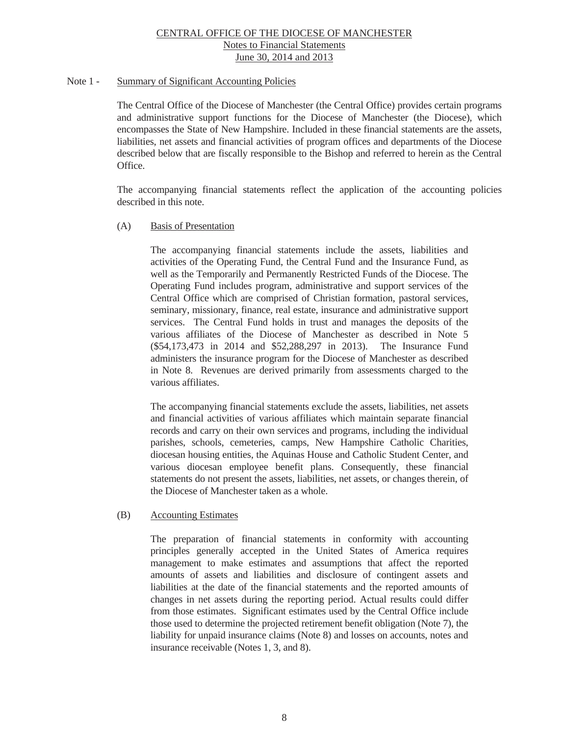## CENTRAL OFFICE OF THE DIOCESE OF MANCHESTER
### Notes to Financial Statements
### June 30, 2014 and 2013

### Note 1 - Summary of Significant Accounting Policies

The Central Office of the Diocese of Manchester (the Central Office) provides certain programs and administrative support functions for the Diocese of Manchester (the Diocese), which encompasses the State of New Hampshire. Included in these financial statements are the assets, liabilities, net assets and financial activities of program offices and departments of the Diocese described below that are fiscally responsible to the Bishop and referred to herein as the Central Office.

The accompanying financial statements reflect the application of the accounting policies described in this note.

#### (A) Basis of Presentation

The accompanying financial statements include the assets, liabilities and activities of the Operating Fund, the Central Fund and the Insurance Fund, as well as the Temporarily and Permanently Restricted Funds of the Diocese. The Operating Fund includes program, administrative and support services of the Central Office which are comprised of Christian formation, pastoral services, seminary, missionary, finance, real estate, insurance and administrative support services. The Central Fund holds in trust and manages the deposits of the various affiliates of the Diocese of Manchester as described in Note 5 ($54,173,473 in 2014 and $52,288,297 in 2013). The Insurance Fund administers the insurance program for the Diocese of Manchester as described in Note 8. Revenues are derived primarily from assessments charged to the various affiliates.

The accompanying financial statements exclude the assets, liabilities, net assets and financial activities of various affiliates which maintain separate financial records and carry on their own services and programs, including the individual parishes, schools, cemeteries, camps, New Hampshire Catholic Charities, diocesan housing entities, the Aquinas House and Catholic Student Center, and various diocesan employee benefit plans. Consequently, these financial statements do not present the assets, liabilities, net assets, or changes therein, of the Diocese of Manchester taken as a whole.

#### (B) Accounting Estimates

The preparation of financial statements in conformity with accounting principles generally accepted in the United States of America requires management to make estimates and assumptions that affect the reported amounts of assets and liabilities and disclosure of contingent assets and liabilities at the date of the financial statements and the reported amounts of changes in net assets during the reporting period. Actual results could differ from those estimates. Significant estimates used by the Central Office include those used to determine the projected retirement benefit obligation (Note 7), the liability for unpaid insurance claims (Note 8) and losses on accounts, notes and insurance receivable (Notes 1, 3, and 8).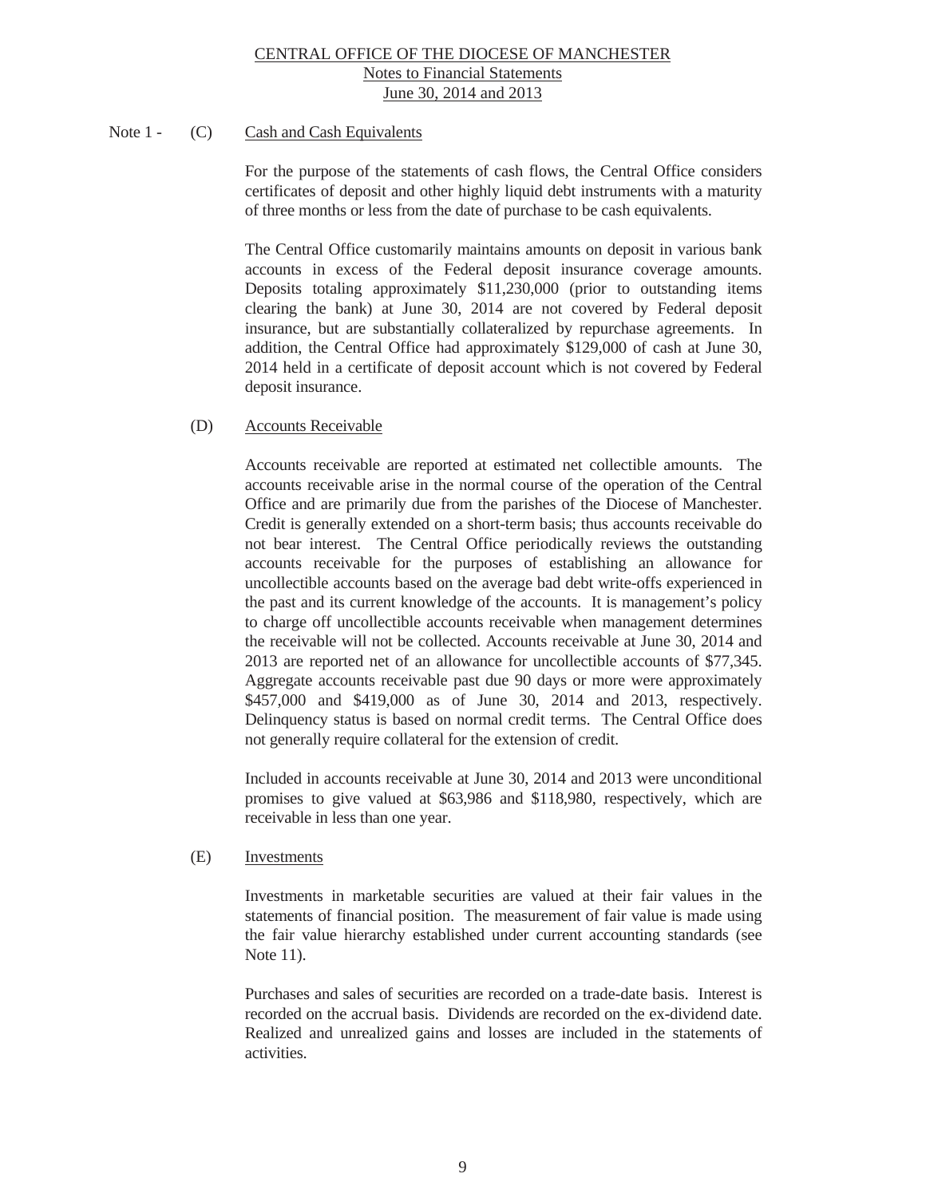Note 1 - (C) Cash and Cash Equivalents

For the purpose of the statements of cash flows, the Central Office considers certificates of deposit and other highly liquid debt instruments with a maturity of three months or less from the date of purchase to be cash equivalents.

The Central Office customarily maintains amounts on deposit in various bank accounts in excess of the Federal deposit insurance coverage amounts. Deposits totaling approximately $11,230,000 (prior to outstanding items clearing the bank) at June 30, 2014 are not covered by Federal deposit insurance, but are substantially collateralized by repurchase agreements. In addition, the Central Office had approximately $129,000 of cash at June 30, 2014 held in a certificate of deposit account which is not covered by Federal deposit insurance.

(D) Accounts Receivable

Accounts receivable are reported at estimated net collectible amounts. The accounts receivable arise in the normal course of the operation of the Central Office and are primarily due from the parishes of the Diocese of Manchester. Credit is generally extended on a short-term basis; thus accounts receivable do not bear interest. The Central Office periodically reviews the outstanding accounts receivable for the purposes of establishing an allowance for uncollectible accounts based on the average bad debt write-offs experienced in the past and its current knowledge of the accounts. It is management's policy to charge off uncollectible accounts receivable when management determines the receivable will not be collected. Accounts receivable at June 30, 2014 and 2013 are reported net of an allowance for uncollectible accounts of $77,345. Aggregate accounts receivable past due 90 days or more were approximately $457,000 and $419,000 as of June 30, 2014 and 2013, respectively. Delinquency status is based on normal credit terms. The Central Office does not generally require collateral for the extension of credit.

Included in accounts receivable at June 30, 2014 and 2013 were unconditional promises to give valued at $63,986 and $118,980, respectively, which are receivable in less than one year.

(E) Investments

Investments in marketable securities are valued at their fair values in the statements of financial position. The measurement of fair value is made using the fair value hierarchy established under current accounting standards (see Note 11).

Purchases and sales of securities are recorded on a trade-date basis. Interest is recorded on the accrual basis. Dividends are recorded on the ex-dividend date. Realized and unrealized gains and losses are included in the statements of activities.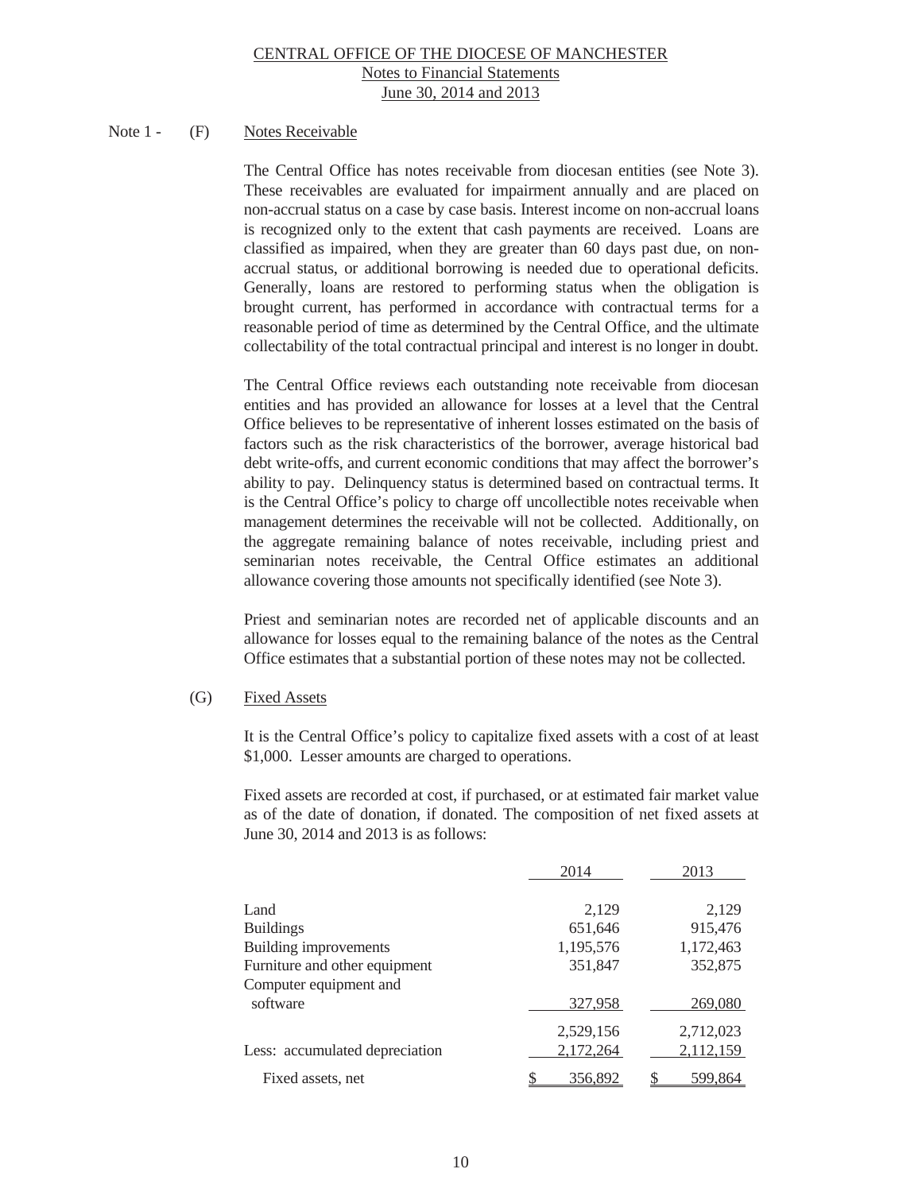CENTRAL OFFICE OF THE DIOCESE OF MANCHESTER
Notes to Financial Statements
June 30, 2014 and 2013

Note 1 - (F) Notes Receivable

The Central Office has notes receivable from diocesan entities (see Note 3). These receivables are evaluated for impairment annually and are placed on non-accrual status on a case by case basis. Interest income on non-accrual loans is recognized only to the extent that cash payments are received. Loans are classified as impaired, when they are greater than 60 days past due, on non-accrual status, or additional borrowing is needed due to operational deficits. Generally, loans are restored to performing status when the obligation is brought current, has performed in accordance with contractual terms for a reasonable period of time as determined by the Central Office, and the ultimate collectability of the total contractual principal and interest is no longer in doubt.

The Central Office reviews each outstanding note receivable from diocesan entities and has provided an allowance for losses at a level that the Central Office believes to be representative of inherent losses estimated on the basis of factors such as the risk characteristics of the borrower, average historical bad debt write-offs, and current economic conditions that may affect the borrower's ability to pay. Delinquency status is determined based on contractual terms. It is the Central Office's policy to charge off uncollectible notes receivable when management determines the receivable will not be collected. Additionally, on the aggregate remaining balance of notes receivable, including priest and seminarian notes receivable, the Central Office estimates an additional allowance covering those amounts not specifically identified (see Note 3).

Priest and seminarian notes are recorded net of applicable discounts and an allowance for losses equal to the remaining balance of the notes as the Central Office estimates that a substantial portion of these notes may not be collected.

(G) Fixed Assets

It is the Central Office's policy to capitalize fixed assets with a cost of at least $1,000. Lesser amounts are charged to operations.

Fixed assets are recorded at cost, if purchased, or at estimated fair market value as of the date of donation, if donated. The composition of net fixed assets at June 30, 2014 and 2013 is as follows:

| | 2014 | 2013 |
|---|---|---|
| Land | 2,129 | 2,129 |
| Buildings | 651,646 | 915,476 |
| Building improvements | 1,195,576 | 1,172,463 |
| Furniture and other equipment | 351,847 | 352,875 |
| Computer equipment and software | 327,958 | 269,080 |
| | 2,529,156 | 2,712,023 |
| Less: accumulated depreciation | 2,172,264 | 2,112,159 |
| Fixed assets, net | $ 356,892 | $ 599,864 |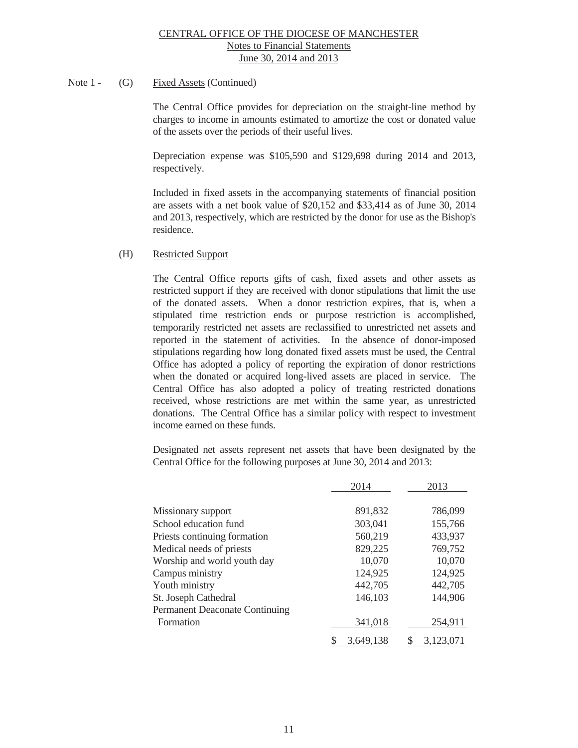Note 1 - (G) Fixed Assets (Continued)

The Central Office provides for depreciation on the straight-line method by charges to income in amounts estimated to amortize the cost or donated value of the assets over the periods of their useful lives.

Depreciation expense was $105,590 and $129,698 during 2014 and 2013, respectively.

Included in fixed assets in the accompanying statements of financial position are assets with a net book value of $20,152 and $33,414 as of June 30, 2014 and 2013, respectively, which are restricted by the donor for use as the Bishop's residence.

(H) Restricted Support

The Central Office reports gifts of cash, fixed assets and other assets as restricted support if they are received with donor stipulations that limit the use of the donated assets. When a donor restriction expires, that is, when a stipulated time restriction ends or purpose restriction is accomplished, temporarily restricted net assets are reclassified to unrestricted net assets and reported in the statement of activities. In the absence of donor-imposed stipulations regarding how long donated fixed assets must be used, the Central Office has adopted a policy of reporting the expiration of donor restrictions when the donated or acquired long-lived assets are placed in service. The Central Office has also adopted a policy of treating restricted donations received, whose restrictions are met within the same year, as unrestricted donations. The Central Office has a similar policy with respect to investment income earned on these funds.

Designated net assets represent net assets that have been designated by the Central Office for the following purposes at June 30, 2014 and 2013:

| | 2014 | 2013 |
|---|---|---|
| Missionary support | 891,832 | 786,099 |
| School education fund | 303,041 | 155,766 |
| Priests continuing formation | 560,219 | 433,937 |
| Medical needs of priests | 829,225 | 769,752 |
| Worship and world youth day | 10,070 | 10,070 |
| Campus ministry | 124,925 | 124,925 |
| Youth ministry | 442,705 | 442,705 |
| St. Joseph Cathedral | 146,103 | 144,906 |
| Permanent Deaconate Continuing Formation | 341,018 | 254,911 |
| | $ 3,649,138 | $ 3,123,071 |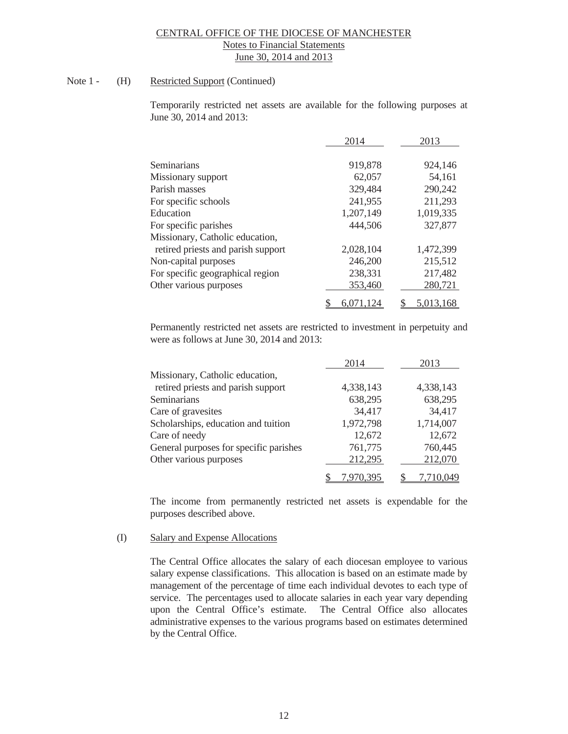CENTRAL OFFICE OF THE DIOCESE OF MANCHESTER
Notes to Financial Statements
June 30, 2014 and 2013

Note 1 - (H) Restricted Support (Continued)

Temporarily restricted net assets are available for the following purposes at June 30, 2014 and 2013:

| | 2014 | 2013 |
|---|---|---|
| Seminarians | 919,878 | 924,146 |
| Missionary support | 62,057 | 54,161 |
| Parish masses | 329,484 | 290,242 |
| For specific schools | 241,955 | 211,293 |
| Education | 1,207,149 | 1,019,335 |
| For specific parishes | 444,506 | 327,877 |
| Missionary, Catholic education, retired priests and parish support | 2,028,104 | 1,472,399 |
| Non-capital purposes | 246,200 | 215,512 |
| For specific geographical region | 238,331 | 217,482 |
| Other various purposes | 353,460 | 280,721 |
| | $ 6,071,124 | $ 5,013,168 |

Permanently restricted net assets are restricted to investment in perpetuity and were as follows at June 30, 2014 and 2013:

| | 2014 | 2013 |
|---|---|---|
| Missionary, Catholic education, retired priests and parish support | 4,338,143 | 4,338,143 |
| Seminarians | 638,295 | 638,295 |
| Care of gravesites | 34,417 | 34,417 |
| Scholarships, education and tuition | 1,972,798 | 1,714,007 |
| Care of needy | 12,672 | 12,672 |
| General purposes for specific parishes | 761,775 | 760,445 |
| Other various purposes | 212,295 | 212,070 |
| | $ 7,970,395 | $ 7,710,049 |

The income from permanently restricted net assets is expendable for the purposes described above.

(I) Salary and Expense Allocations

The Central Office allocates the salary of each diocesan employee to various salary expense classifications. This allocation is based on an estimate made by management of the percentage of time each individual devotes to each type of service. The percentages used to allocate salaries in each year vary depending upon the Central Office's estimate. The Central Office also allocates administrative expenses to the various programs based on estimates determined by the Central Office.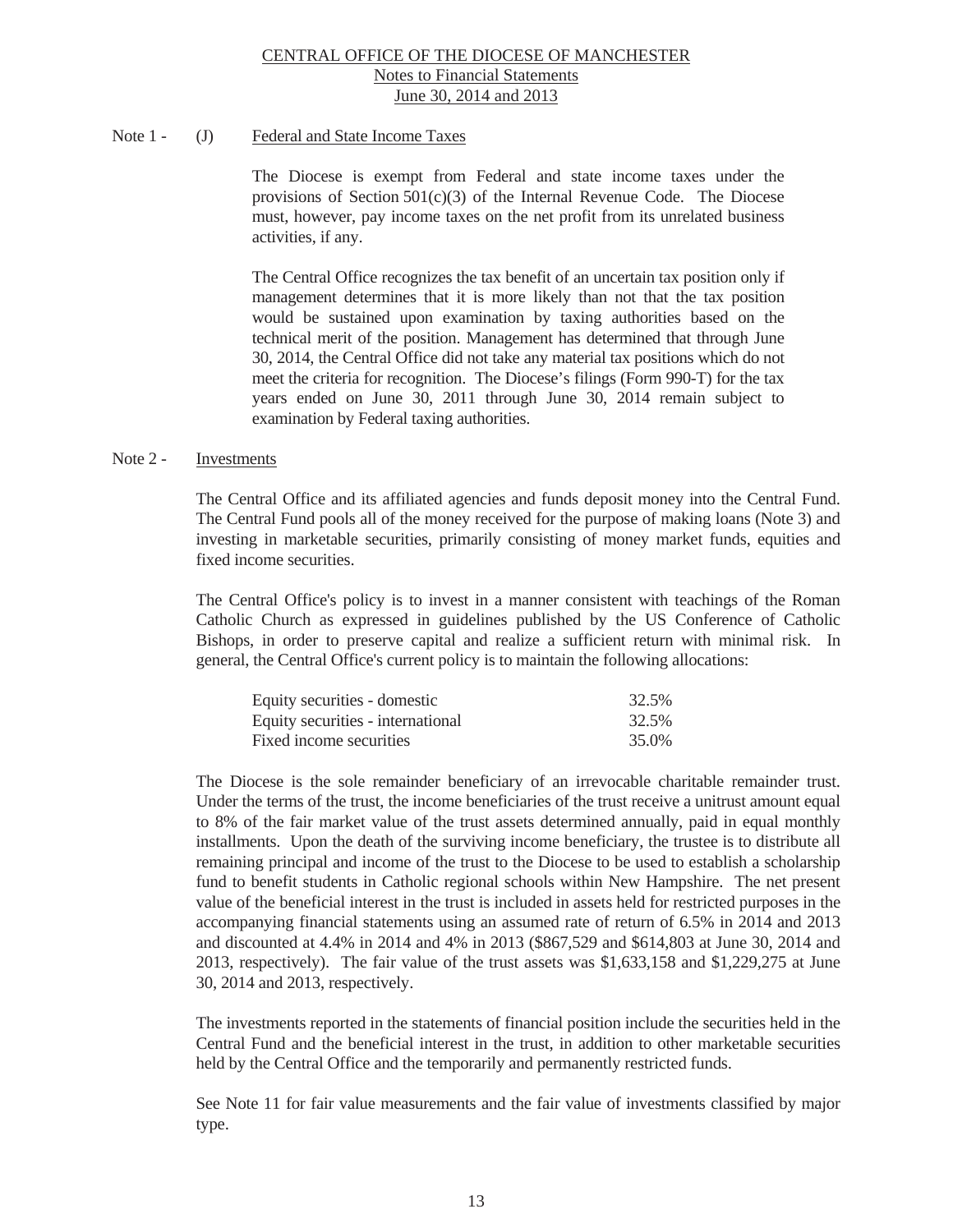CENTRAL OFFICE OF THE DIOCESE OF MANCHESTER
Notes to Financial Statements
June 30, 2014 and 2013

Note 1 - (J) Federal and State Income Taxes

The Diocese is exempt from Federal and state income taxes under the provisions of Section 501(c)(3) of the Internal Revenue Code. The Diocese must, however, pay income taxes on the net profit from its unrelated business activities, if any.

The Central Office recognizes the tax benefit of an uncertain tax position only if management determines that it is more likely than not that the tax position would be sustained upon examination by taxing authorities based on the technical merit of the position. Management has determined that through June 30, 2014, the Central Office did not take any material tax positions which do not meet the criteria for recognition. The Diocese's filings (Form 990-T) for the tax years ended on June 30, 2011 through June 30, 2014 remain subject to examination by Federal taxing authorities.

Note 2 - Investments

The Central Office and its affiliated agencies and funds deposit money into the Central Fund. The Central Fund pools all of the money received for the purpose of making loans (Note 3) and investing in marketable securities, primarily consisting of money market funds, equities and fixed income securities.

The Central Office's policy is to invest in a manner consistent with teachings of the Roman Catholic Church as expressed in guidelines published by the US Conference of Catholic Bishops, in order to preserve capital and realize a sufficient return with minimal risk. In general, the Central Office's current policy is to maintain the following allocations:

| | |
|---|---|
| Equity securities - domestic | 32.5% |
| Equity securities - international | 32.5% |
| Fixed income securities | 35.0% |

The Diocese is the sole remainder beneficiary of an irrevocable charitable remainder trust. Under the terms of the trust, the income beneficiaries of the trust receive a unitrust amount equal to 8% of the fair market value of the trust assets determined annually, paid in equal monthly installments. Upon the death of the surviving income beneficiary, the trustee is to distribute all remaining principal and income of the trust to the Diocese to be used to establish a scholarship fund to benefit students in Catholic regional schools within New Hampshire. The net present value of the beneficial interest in the trust is included in assets held for restricted purposes in the accompanying financial statements using an assumed rate of return of 6.5% in 2014 and 2013 and discounted at 4.4% in 2014 and 4% in 2013 ($867,529 and $614,803 at June 30, 2014 and 2013, respectively). The fair value of the trust assets was $1,633,158 and $1,229,275 at June 30, 2014 and 2013, respectively.

The investments reported in the statements of financial position include the securities held in the Central Fund and the beneficial interest in the trust, in addition to other marketable securities held by the Central Office and the temporarily and permanently restricted funds.

See Note 11 for fair value measurements and the fair value of investments classified by major type.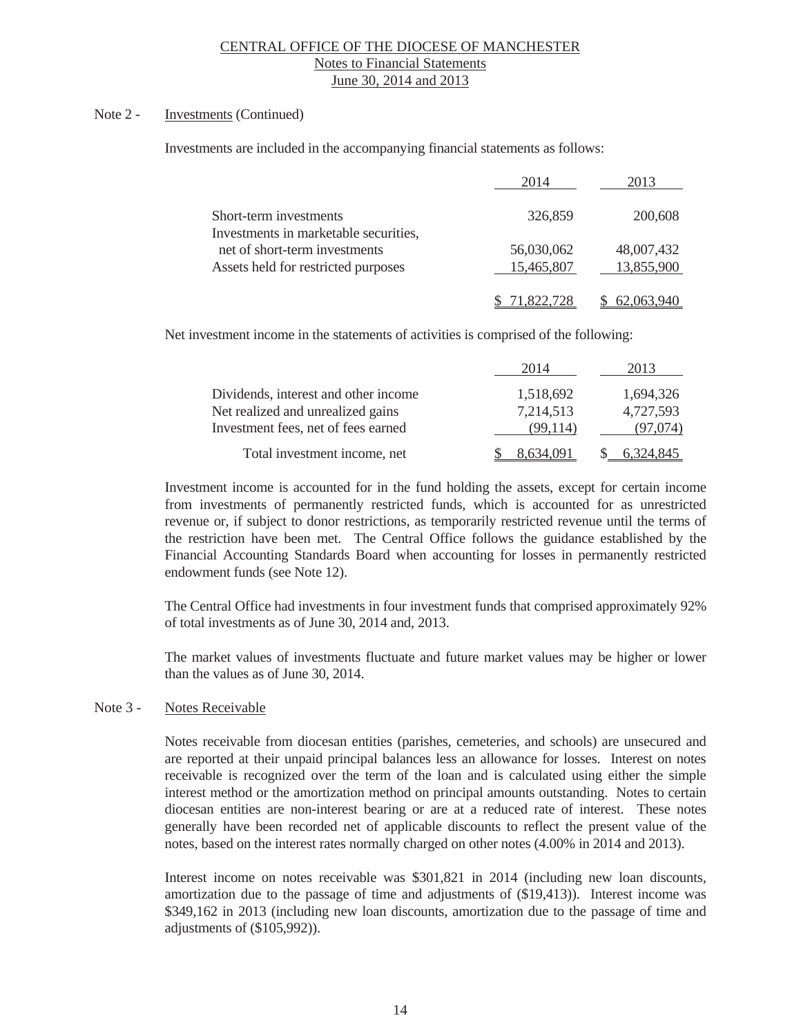Note 2 - Investments (Continued)

Investments are included in the accompanying financial statements as follows:

| | 2014 | 2013 |
|---|---|---|
| Short-term investments | 326,859 | 200,608 |
| Investments in marketable securities, net of short-term investments | 56,030,062 | 48,007,432 |
| Assets held for restricted purposes | 15,465,807 | 13,855,900 |
| | $ 71,822,728 | $ 62,063,940 |

Net investment income in the statements of activities is comprised of the following:

| | 2014 | 2013 |
|---|---|---|
| Dividends, interest and other income | 1,518,692 | 1,694,326 |
| Net realized and unrealized gains | 7,214,513 | 4,727,593 |
| Investment fees, net of fees earned | (99,114) | (97,074) |
| Total investment income, net | $ 8,634,091 | $ 6,324,845 |

Investment income is accounted for in the fund holding the assets, except for certain income from investments of permanently restricted funds, which is accounted for as unrestricted revenue or, if subject to donor restrictions, as temporarily restricted revenue until the terms of the restriction have been met. The Central Office follows the guidance established by the Financial Accounting Standards Board when accounting for losses in permanently restricted endowment funds (see Note 12).

The Central Office had investments in four investment funds that comprised approximately 92% of total investments as of June 30, 2014 and, 2013.

The market values of investments fluctuate and future market values may be higher or lower than the values as of June 30, 2014.

Note 3 - Notes Receivable

Notes receivable from diocesan entities (parishes, cemeteries, and schools) are unsecured and are reported at their unpaid principal balances less an allowance for losses. Interest on notes receivable is recognized over the term of the loan and is calculated using either the simple interest method or the amortization method on principal amounts outstanding. Notes to certain diocesan entities are non-interest bearing or are at a reduced rate of interest. These notes generally have been recorded net of applicable discounts to reflect the present value of the notes, based on the interest rates normally charged on other notes (4.00% in 2014 and 2013).

Interest income on notes receivable was $301,821 in 2014 (including new loan discounts, amortization due to the passage of time and adjustments of ($19,413)). Interest income was $349,162 in 2013 (including new loan discounts, amortization due to the passage of time and adjustments of ($105,992)).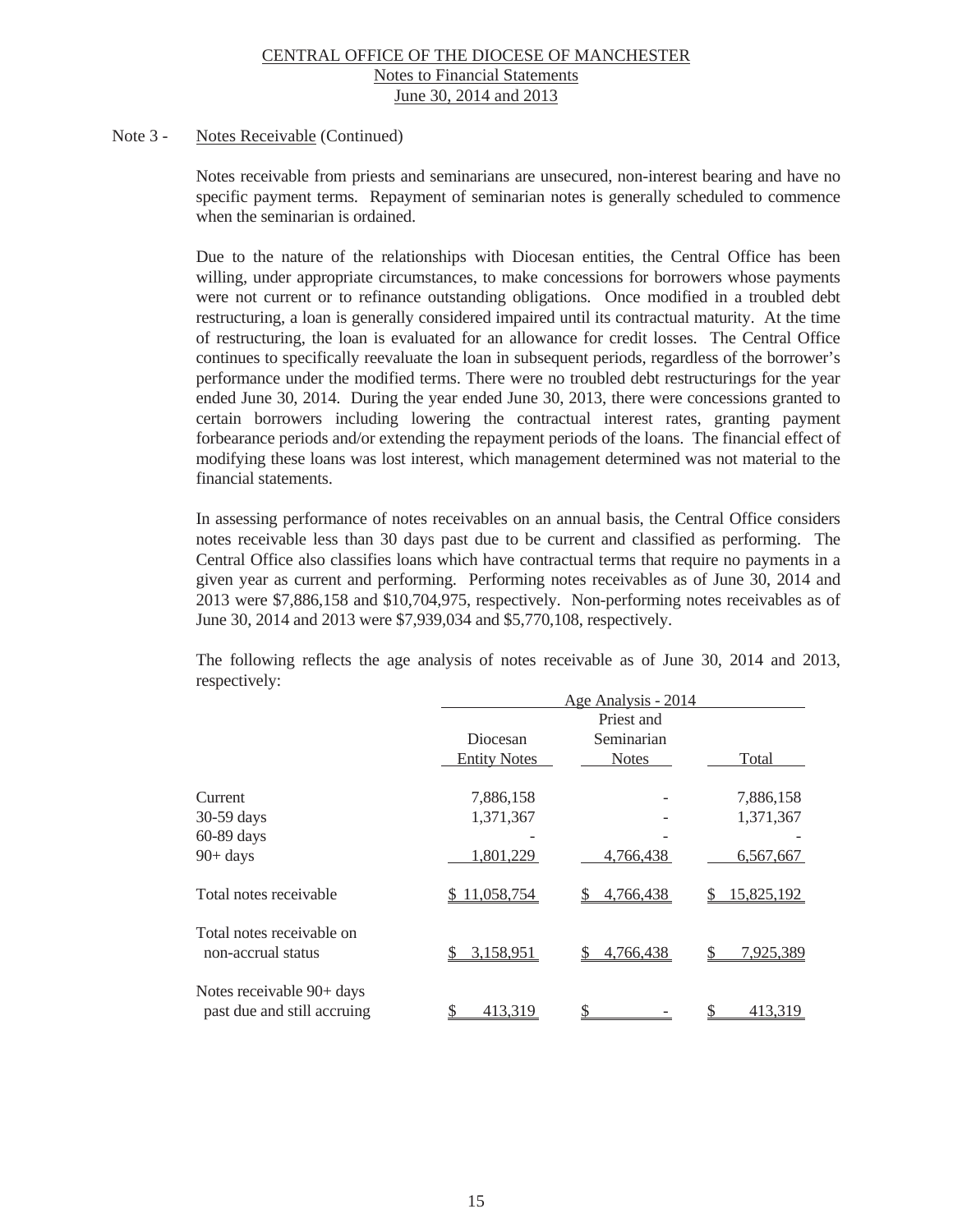Note 3 - Notes Receivable (Continued)

Notes receivable from priests and seminarians are unsecured, non-interest bearing and have no specific payment terms. Repayment of seminarian notes is generally scheduled to commence when the seminarian is ordained.

Due to the nature of the relationships with Diocesan entities, the Central Office has been willing, under appropriate circumstances, to make concessions for borrowers whose payments were not current or to refinance outstanding obligations. Once modified in a troubled debt restructuring, a loan is generally considered impaired until its contractual maturity. At the time of restructuring, the loan is evaluated for an allowance for credit losses. The Central Office continues to specifically reevaluate the loan in subsequent periods, regardless of the borrower's performance under the modified terms. There were no troubled debt restructurings for the year ended June 30, 2014. During the year ended June 30, 2013, there were concessions granted to certain borrowers including lowering the contractual interest rates, granting payment forbearance periods and/or extending the repayment periods of the loans. The financial effect of modifying these loans was lost interest, which management determined was not material to the financial statements.

In assessing performance of notes receivables on an annual basis, the Central Office considers notes receivable less than 30 days past due to be current and classified as performing. The Central Office also classifies loans which have contractual terms that require no payments in a given year as current and performing. Performing notes receivables as of June 30, 2014 and 2013 were $7,886,158 and $10,704,975, respectively. Non-performing notes receivables as of June 30, 2014 and 2013 were $7,939,034 and $5,770,108, respectively.

The following reflects the age analysis of notes receivable as of June 30, 2014 and 2013, respectively:

| | Age Analysis - 2014 | | |
|---|---|---|---|
| | Diocesan Entity Notes | Priest and Seminarian Notes | Total |
| Current | 7,886,158 | - | 7,886,158 |
| 30-59 days | 1,371,367 | - | 1,371,367 |
| 60-89 days | - | - | - |
| 90+ days | 1,801,229 | 4,766,438 | 6,567,667 |
| Total notes receivable | $ 11,058,754 | $ 4,766,438 | $ 15,825,192 |
| Total notes receivable on non-accrual status | $ 3,158,951 | $ 4,766,438 | $ 7,925,389 |
| Notes receivable 90+ days past due and still accruing | $ 413,319 | $ - | $ 413,319 |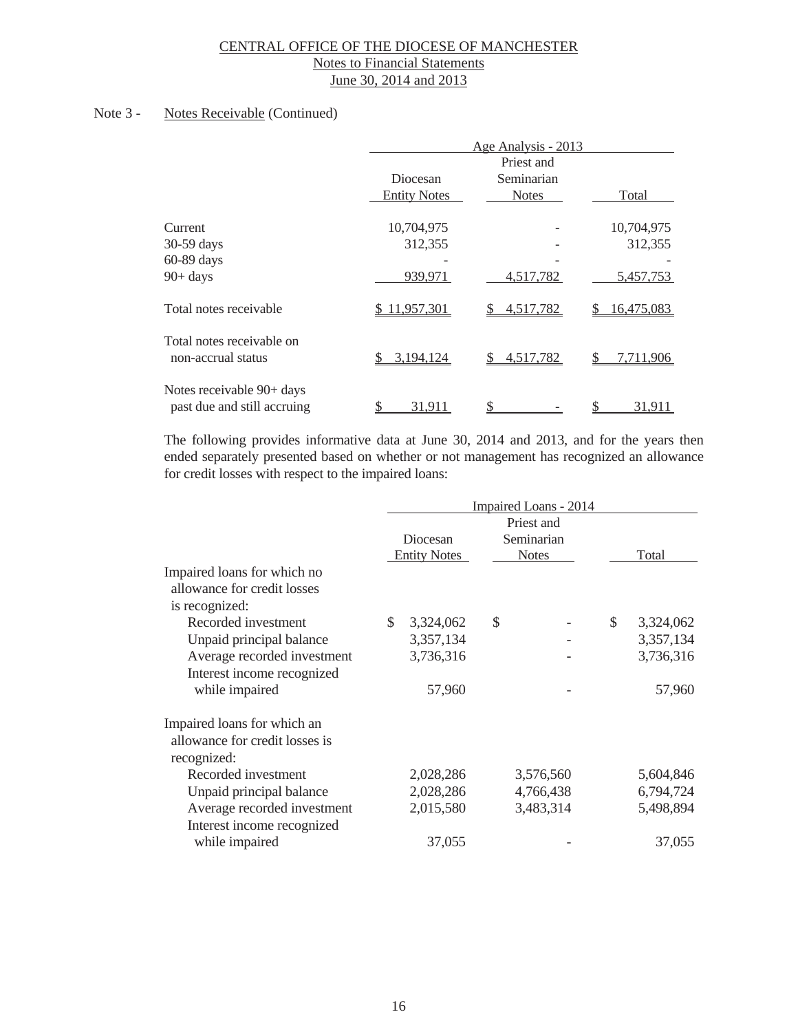CENTRAL OFFICE OF THE DIOCESE OF MANCHESTER
Notes to Financial Statements
June 30, 2014 and 2013

Note 3 - Notes Receivable (Continued)

| | Age Analysis - 2013 | | |
|---|---|---|---|
| | Diocesan Entity Notes | Priest and Seminarian Notes | Total |
| Current | 10,704,975 | - | 10,704,975 |
| 30-59 days | 312,355 | - | 312,355 |
| 60-89 days | - | - | - |
| 90+ days | 939,971 | 4,517,782 | 5,457,753 |
| Total notes receivable | $ 11,957,301 | $ 4,517,782 | $ 16,475,083 |
| Total notes receivable on non-accrual status | $ 3,194,124 | $ 4,517,782 | $ 7,711,906 |
| Notes receivable 90+ days past due and still accruing | $ 31,911 | $ - | $ 31,911 |

The following provides informative data at June 30, 2014 and 2013, and for the years then ended separately presented based on whether or not management has recognized an allowance for credit losses with respect to the impaired loans:

| | Impaired Loans - 2014 | | |
|---|---|---|---|
| | Diocesan Entity Notes | Priest and Seminarian Notes | Total |
| Impaired loans for which no allowance for credit losses is recognized: | | | |
| Recorded investment | $ 3,324,062 | $ - | $ 3,324,062 |
| Unpaid principal balance | 3,357,134 | - | 3,357,134 |
| Average recorded investment | 3,736,316 | - | 3,736,316 |
| Interest income recognized while impaired | 57,960 | - | 57,960 |
| Impaired loans for which an allowance for credit losses is recognized: | | | |
| Recorded investment | 2,028,286 | 3,576,560 | 5,604,846 |
| Unpaid principal balance | 2,028,286 | 4,766,438 | 6,794,724 |
| Average recorded investment | 2,015,580 | 3,483,314 | 5,498,894 |
| Interest income recognized while impaired | 37,055 | - | 37,055 |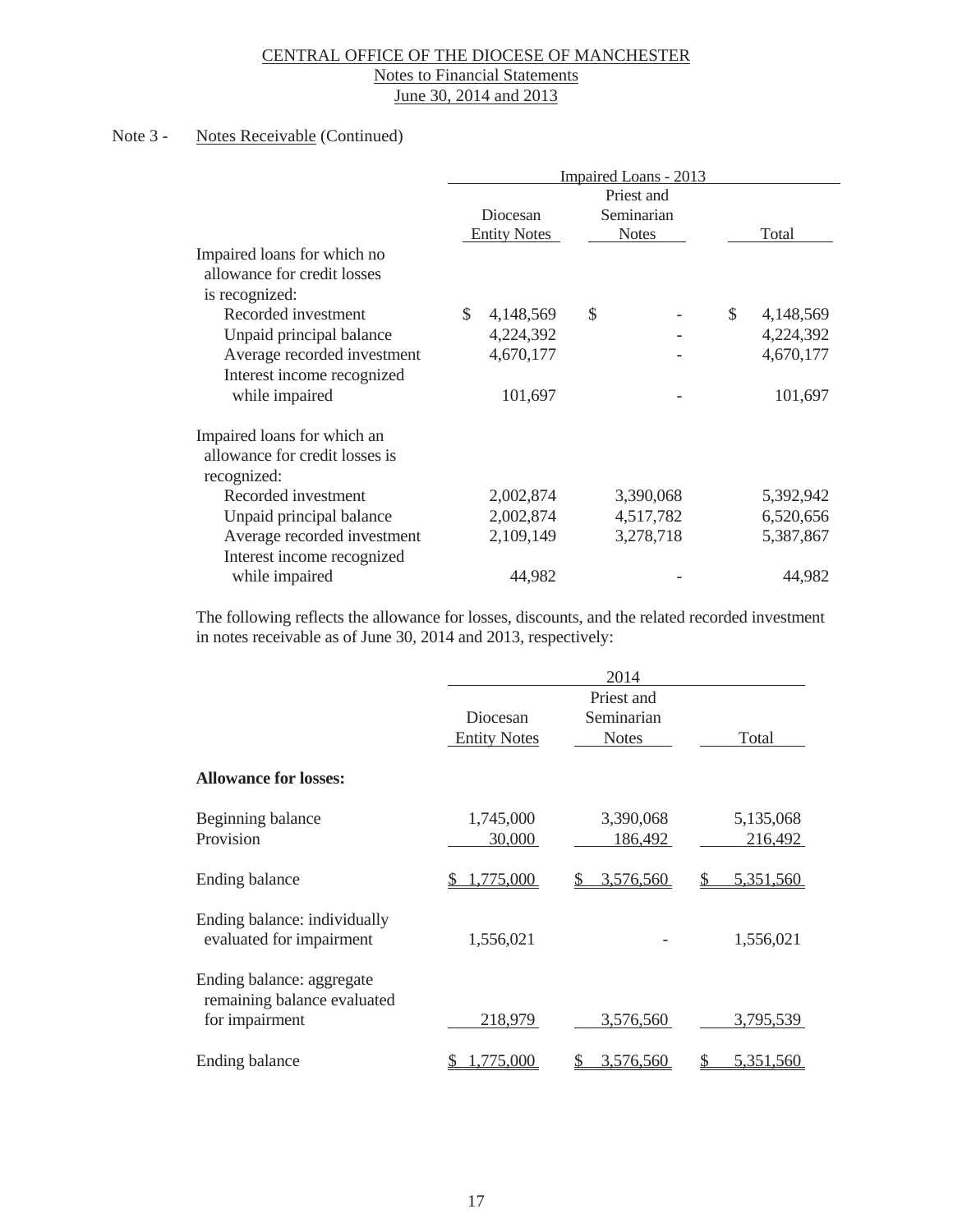CENTRAL OFFICE OF THE DIOCESE OF MANCHESTER
Notes to Financial Statements
June 30, 2014 and 2013

Note 3 - Notes Receivable (Continued)

| | Impaired Loans - 2013 | | |
|---|---|---|---|
| | Diocesan Entity Notes | Priest and Seminarian Notes | Total |
| Impaired loans for which no allowance for credit losses is recognized: | | | |
| Recorded investment | $ 4,148,569 | $ - | $ 4,148,569 |
| Unpaid principal balance | 4,224,392 | - | 4,224,392 |
| Average recorded investment | 4,670,177 | - | 4,670,177 |
| Interest income recognized while impaired | 101,697 | - | 101,697 |
| Impaired loans for which an allowance for credit losses is recognized: | | | |
| Recorded investment | 2,002,874 | 3,390,068 | 5,392,942 |
| Unpaid principal balance | 2,002,874 | 4,517,782 | 6,520,656 |
| Average recorded investment | 2,109,149 | 3,278,718 | 5,387,867 |
| Interest income recognized while impaired | 44,982 | - | 44,982 |

The following reflects the allowance for losses, discounts, and the related recorded investment in notes receivable as of June 30, 2014 and 2013, respectively:

| | 2014 | | |
|---|---|---|---|
| | Diocesan Entity Notes | Priest and Seminarian Notes | Total |
| **Allowance for losses:** | | | |
| Beginning balance | 1,745,000 | 3,390,068 | 5,135,068 |
| Provision | 30,000 | 186,492 | 216,492 |
| Ending balance | $ 1,775,000 | $ 3,576,560 | $ 5,351,560 |
| Ending balance: individually evaluated for impairment | 1,556,021 | - | 1,556,021 |
| Ending balance: aggregate remaining balance evaluated for impairment | 218,979 | 3,576,560 | 3,795,539 |
| Ending balance | $ 1,775,000 | $ 3,576,560 | $ 5,351,560 |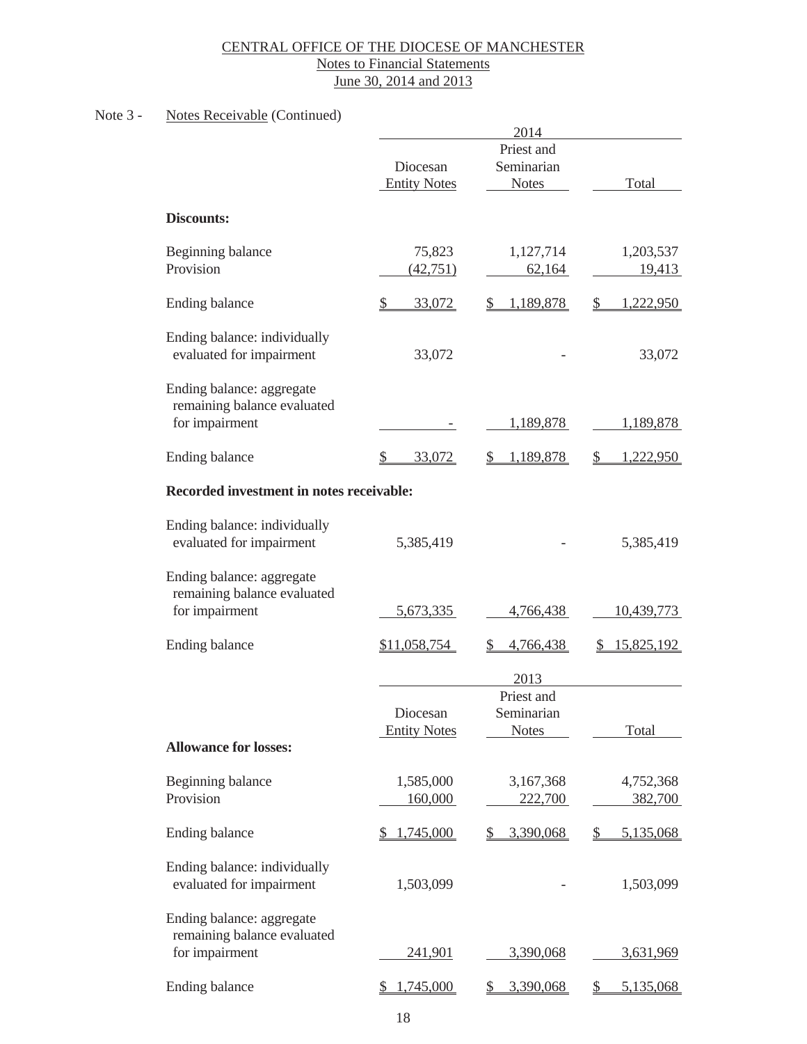Note 3 - Notes Receivable (Continued)

| | 2014 | | |
|---|---|---|---|
| | Diocesan Entity Notes | Priest and Seminarian Notes | Total |
| **Discounts:** | | | |
| Beginning balance | 75,823 | 1,127,714 | 1,203,537 |
| Provision | (42,751) | 62,164 | 19,413 |
| Ending balance | $ 33,072 | $ 1,189,878 | $ 1,222,950 |
| Ending balance: individually evaluated for impairment | 33,072 | - | 33,072 |
| Ending balance: aggregate remaining balance evaluated for impairment | - | 1,189,878 | 1,189,878 |
| Ending balance | $ 33,072 | $ 1,189,878 | $ 1,222,950 |
| **Recorded investment in notes receivable:** | | | |
| Ending balance: individually evaluated for impairment | 5,385,419 | - | 5,385,419 |
| Ending balance: aggregate remaining balance evaluated for impairment | 5,673,335 | 4,766,438 | 10,439,773 |
| Ending balance | $11,058,754 | $ 4,766,438 | $ 15,825,192 |

| | 2013 | | |
|---|---|---|---|
| | Diocesan Entity Notes | Priest and Seminarian Notes | Total |
| **Allowance for losses:** | | | |
| Beginning balance | 1,585,000 | 3,167,368 | 4,752,368 |
| Provision | 160,000 | 222,700 | 382,700 |
| Ending balance | $ 1,745,000 | $ 3,390,068 | $ 5,135,068 |
| Ending balance: individually evaluated for impairment | 1,503,099 | - | 1,503,099 |
| Ending balance: aggregate remaining balance evaluated for impairment | 241,901 | 3,390,068 | 3,631,969 |
| Ending balance | $ 1,745,000 | $ 3,390,068 | $ 5,135,068 |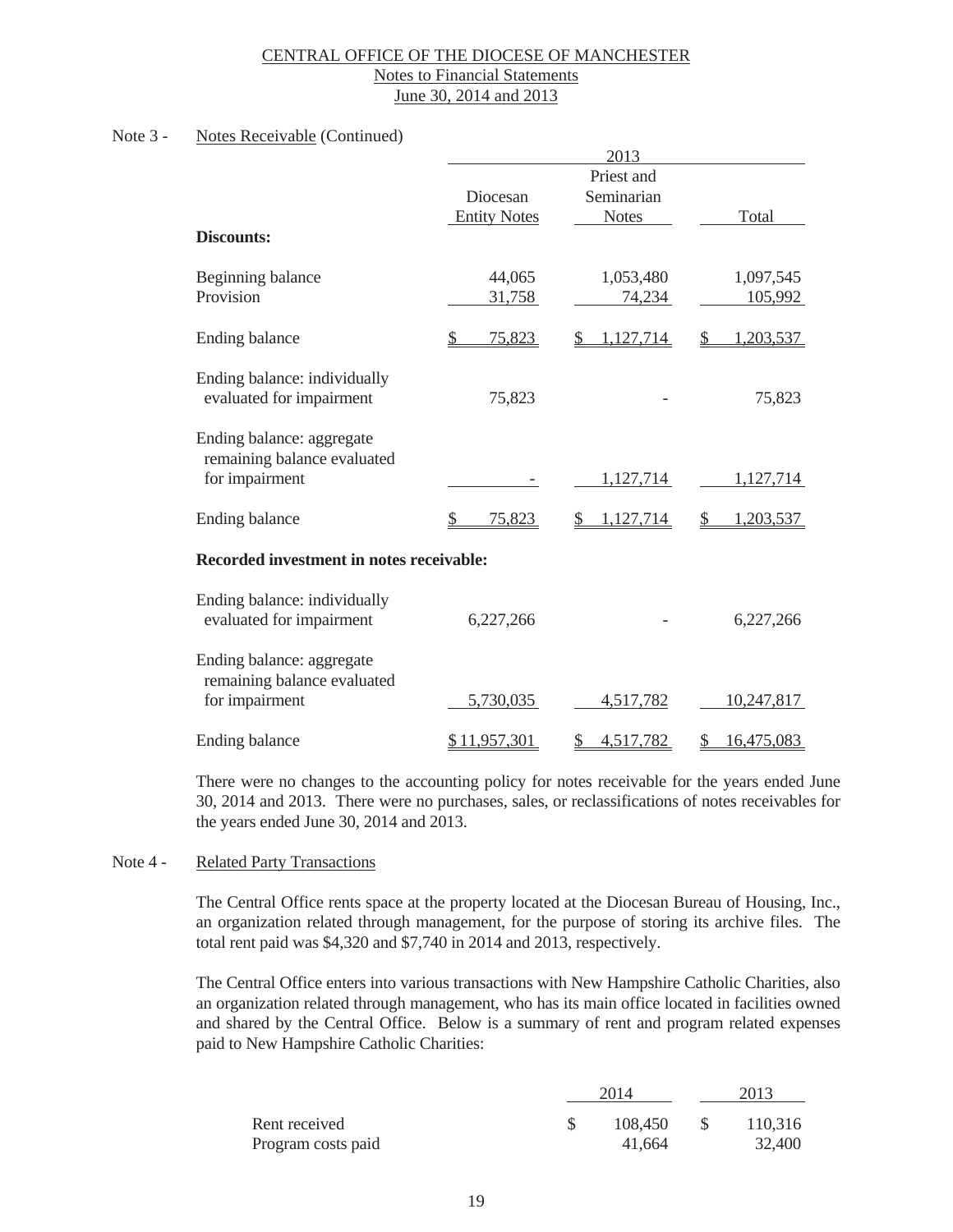CENTRAL OFFICE OF THE DIOCESE OF MANCHESTER
Notes to Financial Statements
June 30, 2014 and 2013

Note 3 - Notes Receivable (Continued)

| | 2013 | | |
|---|---|---|---|
| | Diocesan Entity Notes | Priest and Seminarian Notes | Total |
| **Discounts:** | | | |
| Beginning balance | 44,065 | 1,053,480 | 1,097,545 |
| Provision | 31,758 | 74,234 | 105,992 |
| Ending balance | $ 75,823 | $ 1,127,714 | $ 1,203,537 |
| Ending balance: individually evaluated for impairment | 75,823 | - | 75,823 |
| Ending balance: aggregate remaining balance evaluated for impairment | - | 1,127,714 | 1,127,714 |
| Ending balance | $ 75,823 | $ 1,127,714 | $ 1,203,537 |
| **Recorded investment in notes receivable:** | | | |
| Ending balance: individually evaluated for impairment | 6,227,266 | - | 6,227,266 |
| Ending balance: aggregate remaining balance evaluated for impairment | 5,730,035 | 4,517,782 | 10,247,817 |
| Ending balance | $ 11,957,301 | $ 4,517,782 | $ 16,475,083 |

There were no changes to the accounting policy for notes receivable for the years ended June 30, 2014 and 2013. There were no purchases, sales, or reclassifications of notes receivables for the years ended June 30, 2014 and 2013.

Note 4 - Related Party Transactions

The Central Office rents space at the property located at the Diocesan Bureau of Housing, Inc., an organization related through management, for the purpose of storing its archive files. The total rent paid was $4,320 and $7,740 in 2014 and 2013, respectively.

The Central Office enters into various transactions with New Hampshire Catholic Charities, also an organization related through management, who has its main office located in facilities owned and shared by the Central Office. Below is a summary of rent and program related expenses paid to New Hampshire Catholic Charities:

| | 2014 | 2013 |
|---|---|---|
| Rent received | $ 108,450 | $ 110,316 |
| Program costs paid | 41,664 | 32,400 |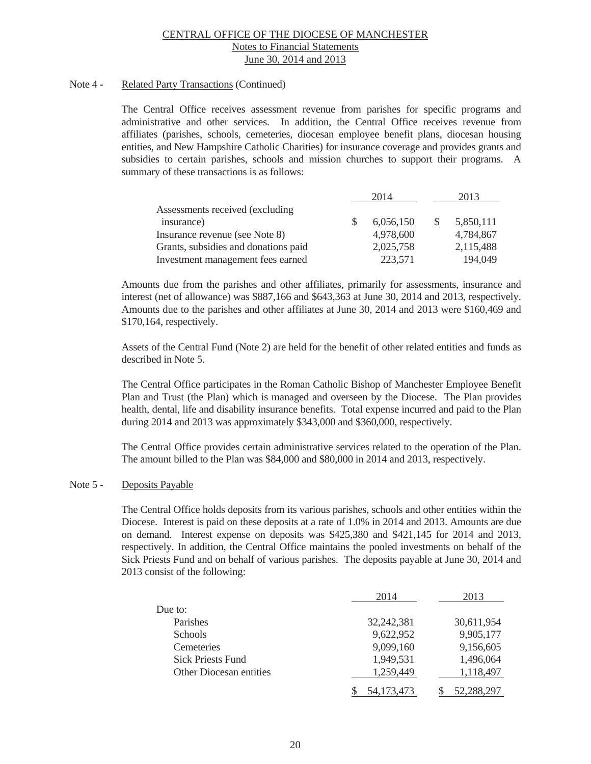### Note 4 - Related Party Transactions (Continued)

The Central Office receives assessment revenue from parishes for specific programs and administrative and other services. In addition, the Central Office receives revenue from affiliates (parishes, schools, cemeteries, diocesan employee benefit plans, diocesan housing entities, and New Hampshire Catholic Charities) for insurance coverage and provides grants and subsidies to certain parishes, schools and mission churches to support their programs. A summary of these transactions is as follows:

| | 2014 | 2013 |
|---|---|---|
| Assessments received (excluding insurance) | $ 6,056,150 | $ 5,850,111 |
| Insurance revenue (see Note 8) | 4,978,600 | 4,784,867 |
| Grants, subsidies and donations paid | 2,025,758 | 2,115,488 |
| Investment management fees earned | 223,571 | 194,049 |

Amounts due from the parishes and other affiliates, primarily for assessments, insurance and interest (net of allowance) was $887,166 and $643,363 at June 30, 2014 and 2013, respectively. Amounts due to the parishes and other affiliates at June 30, 2014 and 2013 were $160,469 and $170,164, respectively.

Assets of the Central Fund (Note 2) are held for the benefit of other related entities and funds as described in Note 5.

The Central Office participates in the Roman Catholic Bishop of Manchester Employee Benefit Plan and Trust (the Plan) which is managed and overseen by the Diocese. The Plan provides health, dental, life and disability insurance benefits. Total expense incurred and paid to the Plan during 2014 and 2013 was approximately $343,000 and $360,000, respectively.

The Central Office provides certain administrative services related to the operation of the Plan. The amount billed to the Plan was $84,000 and $80,000 in 2014 and 2013, respectively.

### Note 5 - Deposits Payable

The Central Office holds deposits from its various parishes, schools and other entities within the Diocese. Interest is paid on these deposits at a rate of 1.0% in 2014 and 2013. Amounts are due on demand. Interest expense on deposits was $425,380 and $421,145 for 2014 and 2013, respectively. In addition, the Central Office maintains the pooled investments on behalf of the Sick Priests Fund and on behalf of various parishes. The deposits payable at June 30, 2014 and 2013 consist of the following:

| | 2014 | 2013 |
|---|---|---|
| Due to: | | |
| Parishes | 32,242,381 | 30,611,954 |
| Schools | 9,622,952 | 9,905,177 |
| Cemeteries | 9,099,160 | 9,156,605 |
| Sick Priests Fund | 1,949,531 | 1,496,064 |
| Other Diocesan entities | 1,259,449 | 1,118,497 |
| | $ 54,173,473 | $ 52,288,297 |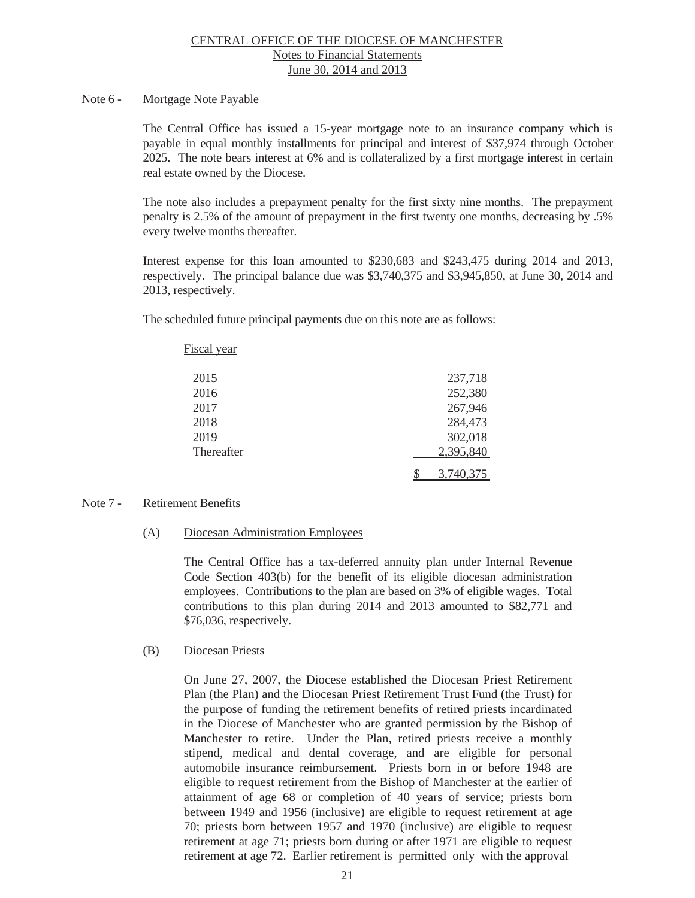### Note 6 - Mortgage Note Payable

The Central Office has issued a 15-year mortgage note to an insurance company which is payable in equal monthly installments for principal and interest of $37,974 through October 2025. The note bears interest at 6% and is collateralized by a first mortgage interest in certain real estate owned by the Diocese.

The note also includes a prepayment penalty for the first sixty nine months. The prepayment penalty is 2.5% of the amount of prepayment in the first twenty one months, decreasing by .5% every twelve months thereafter.

Interest expense for this loan amounted to $230,683 and $243,475 during 2014 and 2013, respectively. The principal balance due was $3,740,375 and $3,945,850, at June 30, 2014 and 2013, respectively.

The scheduled future principal payments due on this note are as follows:

| Fiscal year | |
|---|---|
| 2015 | 237,718 |
| 2016 | 252,380 |
| 2017 | 267,946 |
| 2018 | 284,473 |
| 2019 | 302,018 |
| Thereafter | 2,395,840 |
| | $ 3,740,375 |

### Note 7 - Retirement Benefits

#### (A) Diocesan Administration Employees

The Central Office has a tax-deferred annuity plan under Internal Revenue Code Section 403(b) for the benefit of its eligible diocesan administration employees. Contributions to the plan are based on 3% of eligible wages. Total contributions to this plan during 2014 and 2013 amounted to $82,771 and $76,036, respectively.

#### (B) Diocesan Priests

On June 27, 2007, the Diocese established the Diocesan Priest Retirement Plan (the Plan) and the Diocesan Priest Retirement Trust Fund (the Trust) for the purpose of funding the retirement benefits of retired priests incardinated in the Diocese of Manchester who are granted permission by the Bishop of Manchester to retire. Under the Plan, retired priests receive a monthly stipend, medical and dental coverage, and are eligible for personal automobile insurance reimbursement. Priests born in or before 1948 are eligible to request retirement from the Bishop of Manchester at the earlier of attainment of age 68 or completion of 40 years of service; priests born between 1949 and 1956 (inclusive) are eligible to request retirement at age 70; priests born between 1957 and 1970 (inclusive) are eligible to request retirement at age 71; priests born during or after 1971 are eligible to request retirement at age 72. Earlier retirement is permitted only with the approval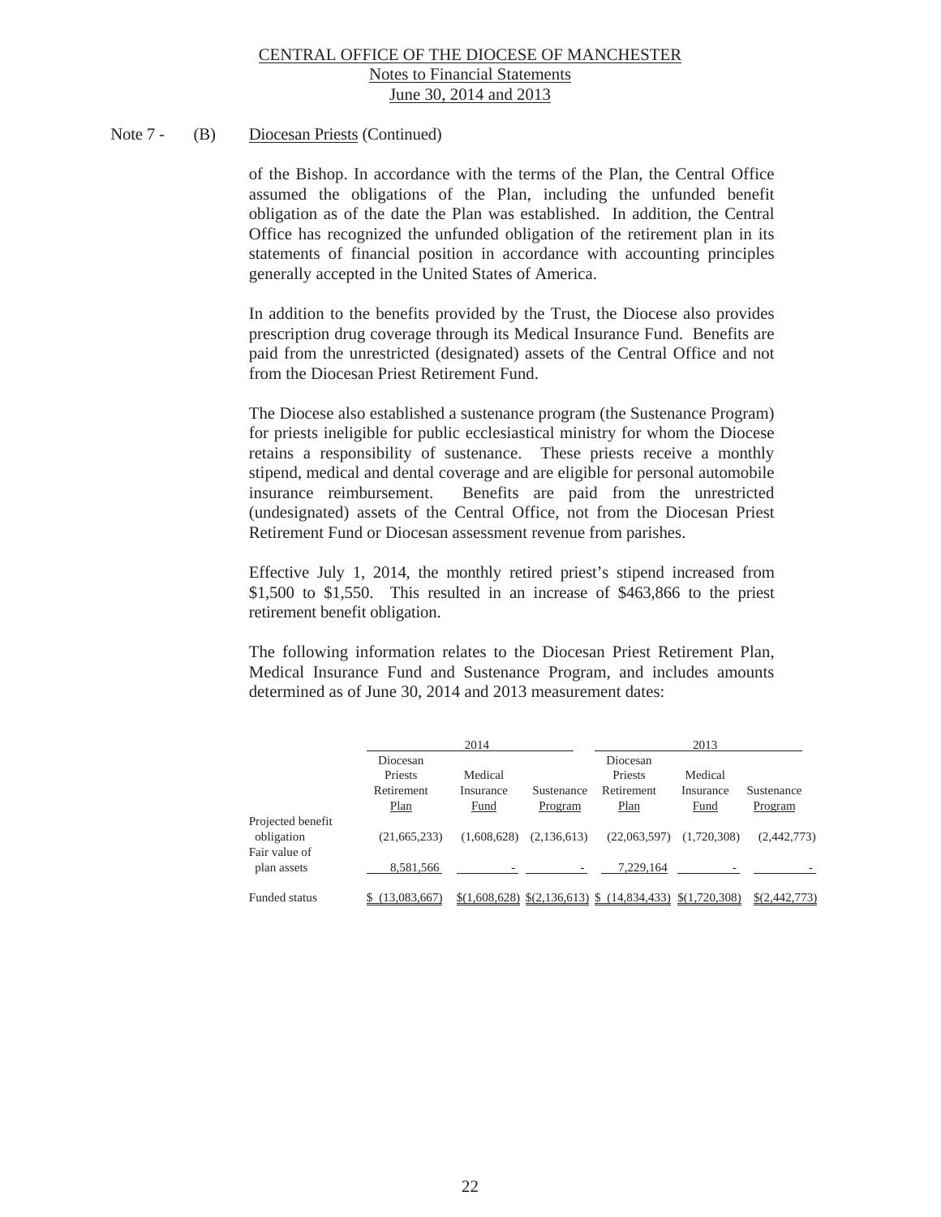Note 7 - (B) Diocesan Priests (Continued)

of the Bishop. In accordance with the terms of the Plan, the Central Office assumed the obligations of the Plan, including the unfunded benefit obligation as of the date the Plan was established. In addition, the Central Office has recognized the unfunded obligation of the retirement plan in its statements of financial position in accordance with accounting principles generally accepted in the United States of America.

In addition to the benefits provided by the Trust, the Diocese also provides prescription drug coverage through its Medical Insurance Fund. Benefits are paid from the unrestricted (designated) assets of the Central Office and not from the Diocesan Priest Retirement Fund.

The Diocese also established a sustenance program (the Sustenance Program) for priests ineligible for public ecclesiastical ministry for whom the Diocese retains a responsibility of sustenance. These priests receive a monthly stipend, medical and dental coverage and are eligible for personal automobile insurance reimbursement. Benefits are paid from the unrestricted (undesignated) assets of the Central Office, not from the Diocesan Priest Retirement Fund or Diocesan assessment revenue from parishes.

Effective July 1, 2014, the monthly retired priest's stipend increased from $1,500 to $1,550. This resulted in an increase of $463,866 to the priest retirement benefit obligation.

The following information relates to the Diocesan Priest Retirement Plan, Medical Insurance Fund and Sustenance Program, and includes amounts determined as of June 30, 2014 and 2013 measurement dates:

| | 2014 | | | 2013 | | |
|---|---|---|---|---|---|---|
| | Diocesan Priests Retirement Plan | Medical Insurance Fund | Sustenance Program | Diocesan Priests Retirement Plan | Medical Insurance Fund | Sustenance Program |
| Projected benefit obligation | (21,665,233) | (1,608,628) | (2,136,613) | (22,063,597) | (1,720,308) | (2,442,773) |
| Fair value of plan assets | 8,581,566 | - | - | 7,229,164 | - | - |
| Funded status | $ (13,083,667) | $(1,608,628) | $(2,136,613) | $ (14,834,433) | $(1,720,308) | $(2,442,773) |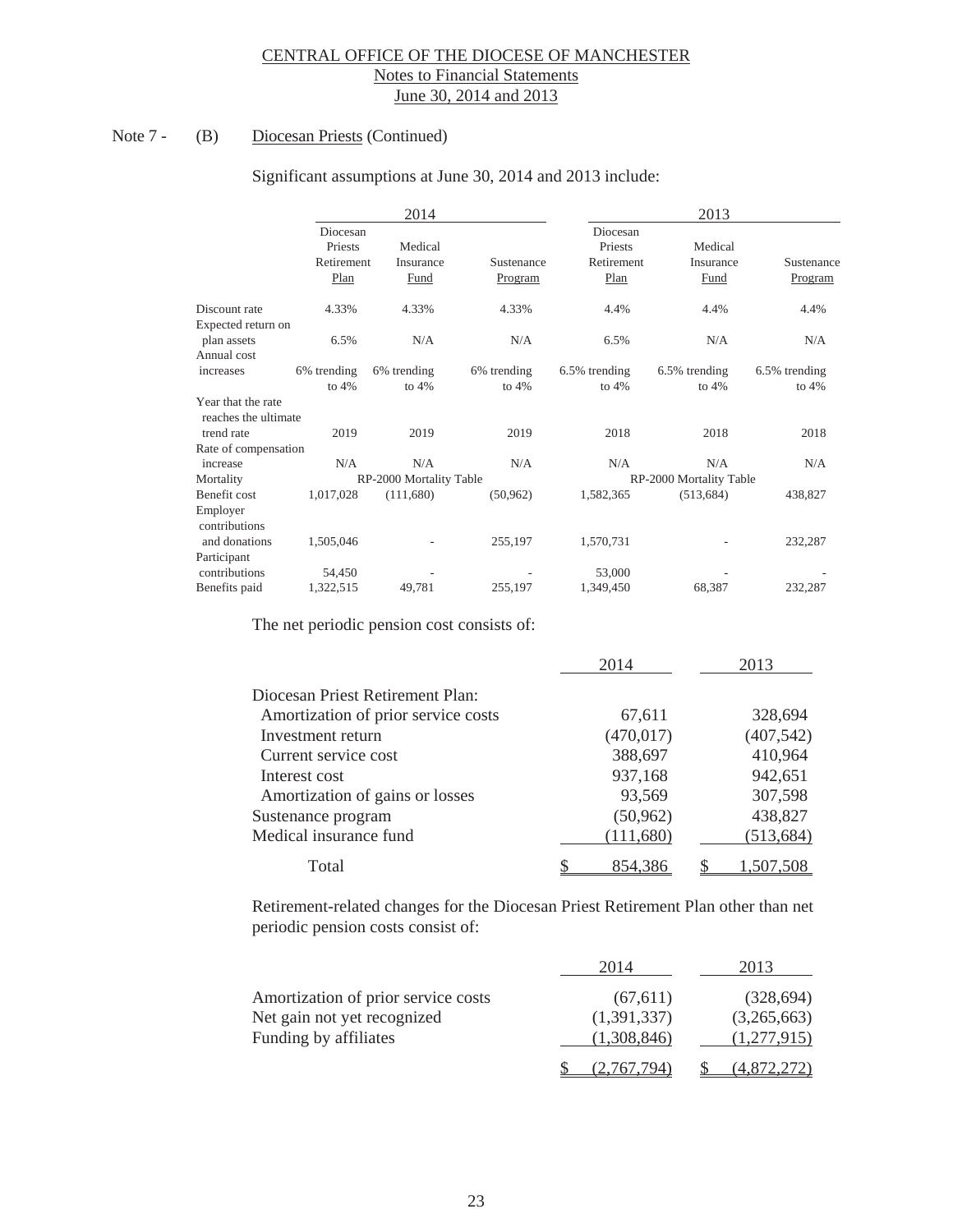Note 7 - (B) Diocesan Priests (Continued)

Significant assumptions at June 30, 2014 and 2013 include:

| | 2014 | | | 2013 | | |
|---|---|---|---|---|---|---|
| | Diocesan Priests Retirement Plan | Medical Insurance Fund | Sustenance Program | Diocesan Priests Retirement Plan | Medical Insurance Fund | Sustenance Program |
| Discount rate | 4.33% | 4.33% | 4.33% | 4.4% | 4.4% | 4.4% |
| Expected return on plan assets | 6.5% | N/A | N/A | 6.5% | N/A | N/A |
| Annual cost increases | 6% trending to 4% | 6% trending to 4% | 6% trending to 4% | 6.5% trending to 4% | 6.5% trending to 4% | 6.5% trending to 4% |
| Year that the rate reaches the ultimate trend rate | 2019 | 2019 | 2019 | 2018 | 2018 | 2018 |
| Rate of compensation increase | N/A | N/A | N/A | N/A | N/A | N/A |
| Mortality | RP-2000 Mortality Table | | | RP-2000 Mortality Table | | |
| Benefit cost | 1,017,028 | (111,680) | (50,962) | 1,582,365 | (513,684) | 438,827 |
| Employer contributions and donations | 1,505,046 | - | 255,197 | 1,570,731 | - | 232,287 |
| Participant contributions | 54,450 | - | - | 53,000 | - | - |
| Benefits paid | 1,322,515 | 49,781 | 255,197 | 1,349,450 | 68,387 | 232,287 |

The net periodic pension cost consists of:

| | 2014 | 2013 |
|---|---|---|
| Diocesan Priest Retirement Plan: | | |
| Amortization of prior service costs | 67,611 | 328,694 |
| Investment return | (470,017) | (407,542) |
| Current service cost | 388,697 | 410,964 |
| Interest cost | 937,168 | 942,651 |
| Amortization of gains or losses | 93,569 | 307,598 |
| Sustenance program | (50,962) | 438,827 |
| Medical insurance fund | (111,680) | (513,684) |
| Total | $ 854,386 | $ 1,507,508 |

Retirement-related changes for the Diocesan Priest Retirement Plan other than net periodic pension costs consist of:

| | 2014 | 2013 |
|---|---|---|
| Amortization of prior service costs | (67,611) | (328,694) |
| Net gain not yet recognized | (1,391,337) | (3,265,663) |
| Funding by affiliates | (1,308,846) | (1,277,915) |
| | $ (2,767,794) | $ (4,872,272) |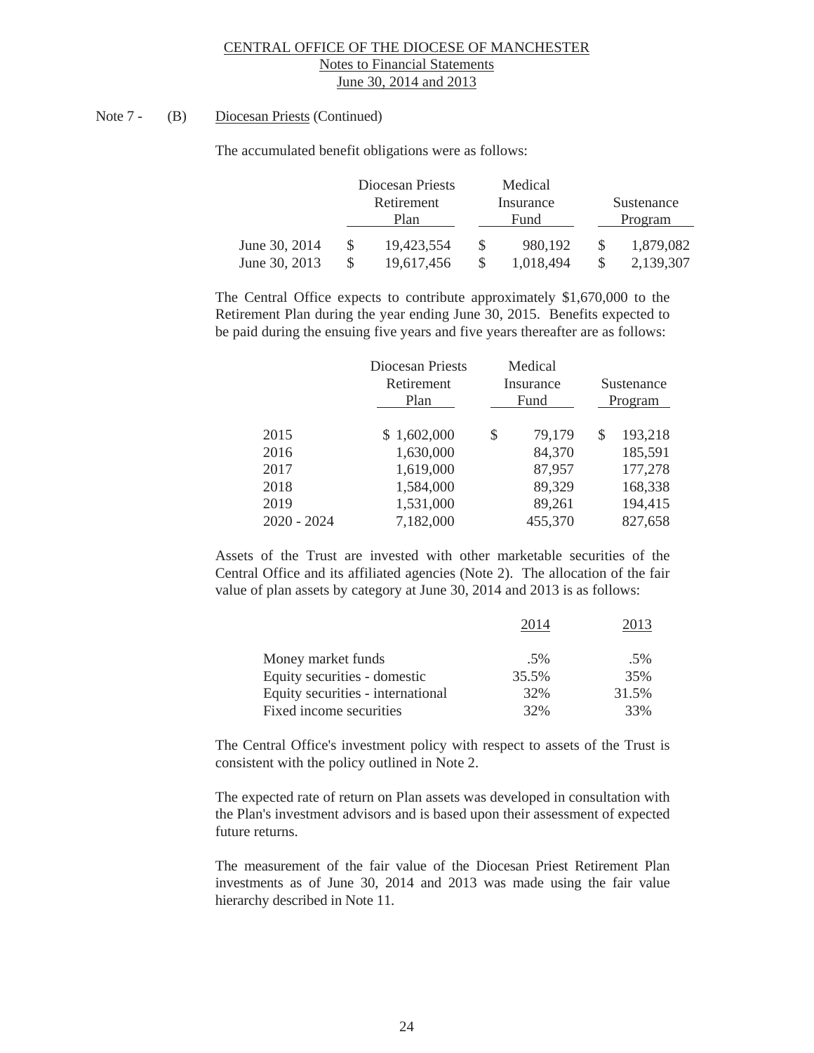Note 7 - (B) Diocesan Priests (Continued)

The accumulated benefit obligations were as follows:

| | Diocesan Priests Retirement Plan | Medical Insurance Fund | Sustenance Program |
|---|---|---|---|
| June 30, 2014 | $ 19,423,554 | $ 980,192 | $ 1,879,082 |
| June 30, 2013 | $ 19,617,456 | $ 1,018,494 | $ 2,139,307 |

The Central Office expects to contribute approximately $1,670,000 to the Retirement Plan during the year ending June 30, 2015. Benefits expected to be paid during the ensuing five years and five years thereafter are as follows:

| | Diocesan Priests Retirement Plan | Medical Insurance Fund | Sustenance Program |
|---|---|---|---|
| 2015 | $ 1,602,000 | $ 79,179 | $ 193,218 |
| 2016 | 1,630,000 | 84,370 | 185,591 |
| 2017 | 1,619,000 | 87,957 | 177,278 |
| 2018 | 1,584,000 | 89,329 | 168,338 |
| 2019 | 1,531,000 | 89,261 | 194,415 |
| 2020 - 2024 | 7,182,000 | 455,370 | 827,658 |

Assets of the Trust are invested with other marketable securities of the Central Office and its affiliated agencies (Note 2). The allocation of the fair value of plan assets by category at June 30, 2014 and 2013 is as follows:

| | 2014 | 2013 |
|---|---|---|
| Money market funds | .5% | .5% |
| Equity securities - domestic | 35.5% | 35% |
| Equity securities - international | 32% | 31.5% |
| Fixed income securities | 32% | 33% |

The Central Office's investment policy with respect to assets of the Trust is consistent with the policy outlined in Note 2.

The expected rate of return on Plan assets was developed in consultation with the Plan's investment advisors and is based upon their assessment of expected future returns.

The measurement of the fair value of the Diocesan Priest Retirement Plan investments as of June 30, 2014 and 2013 was made using the fair value hierarchy described in Note 11.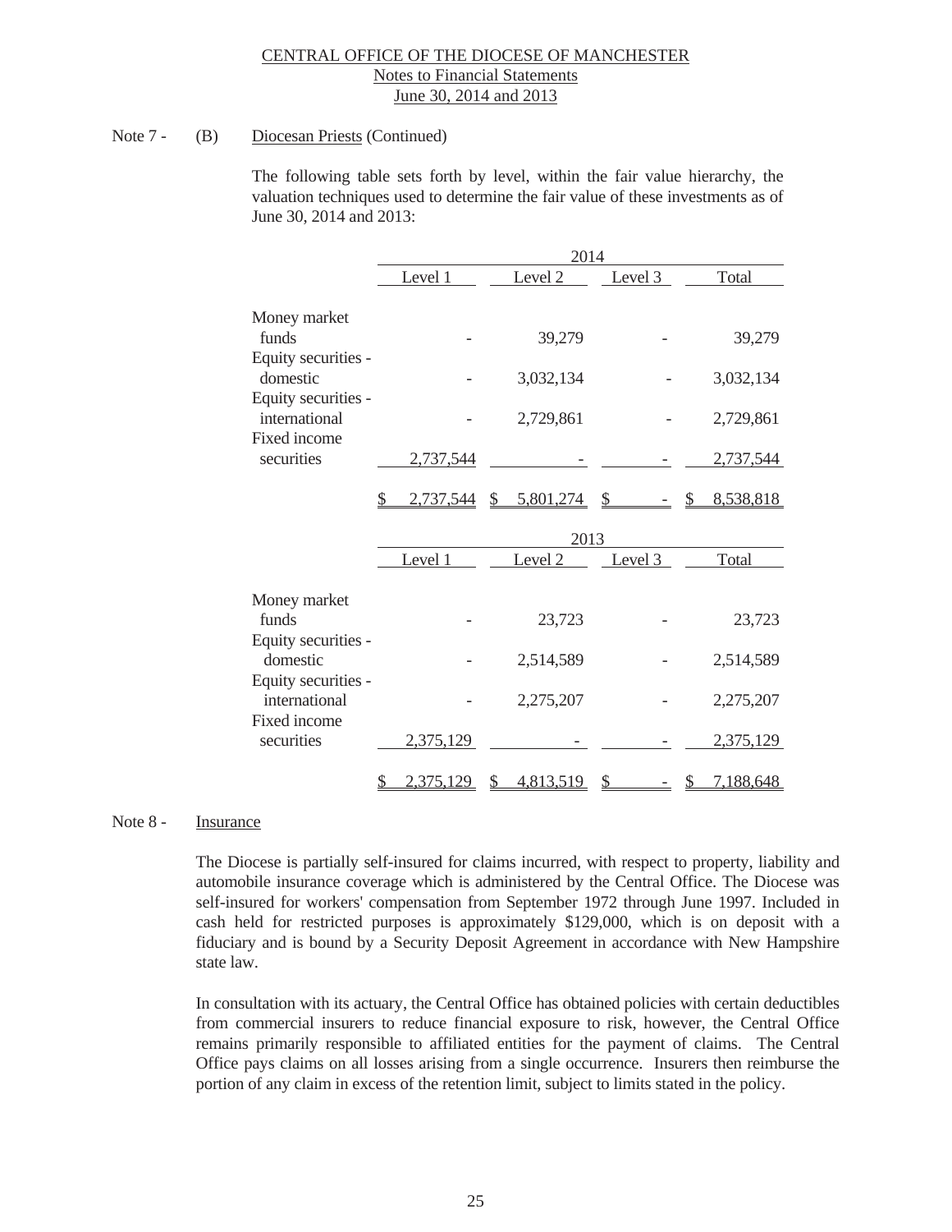CENTRAL OFFICE OF THE DIOCESE OF MANCHESTER
Notes to Financial Statements
June 30, 2014 and 2013

Note 7 - (B) Diocesan Priests (Continued)

The following table sets forth by level, within the fair value hierarchy, the valuation techniques used to determine the fair value of these investments as of June 30, 2014 and 2013:

| | 2014 | | | |
|---|---|---|---|---|
| | Level 1 | Level 2 | Level 3 | Total |
| Money market funds | - | 39,279 | - | 39,279 |
| Equity securities - domestic | - | 3,032,134 | - | 3,032,134 |
| Equity securities - international | - | 2,729,861 | - | 2,729,861 |
| Fixed income securities | 2,737,544 | - | - | 2,737,544 |
| | $ 2,737,544 | $ 5,801,274 | $ - | $ 8,538,818 |

| | 2013 | | | |
|---|---|---|---|---|
| | Level 1 | Level 2 | Level 3 | Total |
| Money market funds | - | 23,723 | - | 23,723 |
| Equity securities - domestic | - | 2,514,589 | - | 2,514,589 |
| Equity securities - international | - | 2,275,207 | - | 2,275,207 |
| Fixed income securities | 2,375,129 | - | - | 2,375,129 |
| | $ 2,375,129 | $ 4,813,519 | $ - | $ 7,188,648 |

Note 8 - Insurance

The Diocese is partially self-insured for claims incurred, with respect to property, liability and automobile insurance coverage which is administered by the Central Office. The Diocese was self-insured for workers' compensation from September 1972 through June 1997. Included in cash held for restricted purposes is approximately $129,000, which is on deposit with a fiduciary and is bound by a Security Deposit Agreement in accordance with New Hampshire state law.

In consultation with its actuary, the Central Office has obtained policies with certain deductibles from commercial insurers to reduce financial exposure to risk, however, the Central Office remains primarily responsible to affiliated entities for the payment of claims. The Central Office pays claims on all losses arising from a single occurrence. Insurers then reimburse the portion of any claim in excess of the retention limit, subject to limits stated in the policy.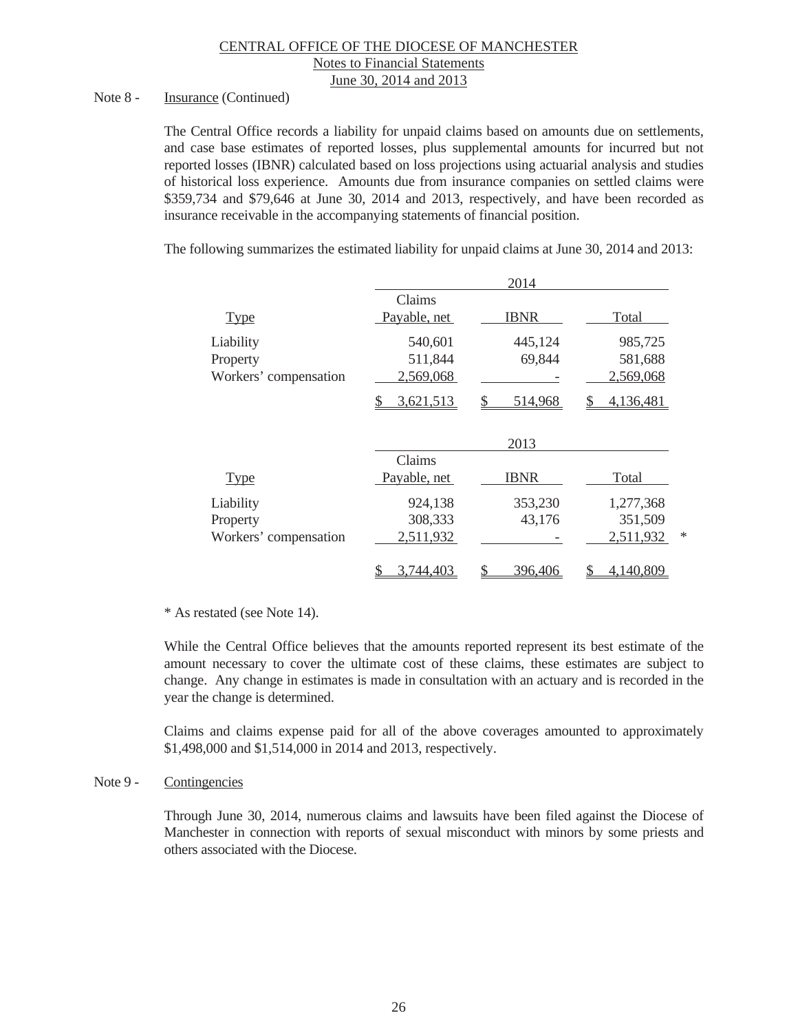Note 8 - Insurance (Continued)

The Central Office records a liability for unpaid claims based on amounts due on settlements, and case base estimates of reported losses, plus supplemental amounts for incurred but not reported losses (IBNR) calculated based on loss projections using actuarial analysis and studies of historical loss experience. Amounts due from insurance companies on settled claims were $359,734 and $79,646 at June 30, 2014 and 2013, respectively, and have been recorded as insurance receivable in the accompanying statements of financial position.

The following summarizes the estimated liability for unpaid claims at June 30, 2014 and 2013:

| | 2014 | | |
|---|---|---|---|
| Type | Claims Payable, net | IBNR | Total |
| Liability | 540,601 | 445,124 | 985,725 |
| Property | 511,844 | 69,844 | 581,688 |
| Workers' compensation | 2,569,068 | - | 2,569,068 |
| | $ 3,621,513 | $ 514,968 | $ 4,136,481 |

| | 2013 | | | |
|---|---|---|---|---|
| Type | Claims Payable, net | IBNR | Total | |
| Liability | 924,138 | 353,230 | 1,277,368 | |
| Property | 308,333 | 43,176 | 351,509 | |
| Workers' compensation | 2,511,932 | - | 2,511,932 | * |
| | $ 3,744,403 | $ 396,406 | $ 4,140,809 | |

* As restated (see Note 14).

While the Central Office believes that the amounts reported represent its best estimate of the amount necessary to cover the ultimate cost of these claims, these estimates are subject to change. Any change in estimates is made in consultation with an actuary and is recorded in the year the change is determined.

Claims and claims expense paid for all of the above coverages amounted to approximately $1,498,000 and $1,514,000 in 2014 and 2013, respectively.

Note 9 - Contingencies

Through June 30, 2014, numerous claims and lawsuits have been filed against the Diocese of Manchester in connection with reports of sexual misconduct with minors by some priests and others associated with the Diocese.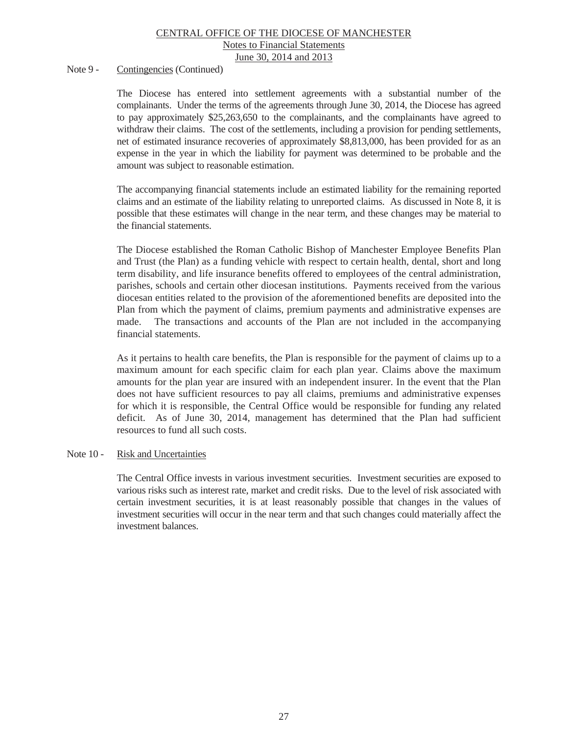Note 9 - Contingencies (Continued)

The Diocese has entered into settlement agreements with a substantial number of the complainants. Under the terms of the agreements through June 30, 2014, the Diocese has agreed to pay approximately $25,263,650 to the complainants, and the complainants have agreed to withdraw their claims. The cost of the settlements, including a provision for pending settlements, net of estimated insurance recoveries of approximately $8,813,000, has been provided for as an expense in the year in which the liability for payment was determined to be probable and the amount was subject to reasonable estimation.

The accompanying financial statements include an estimated liability for the remaining reported claims and an estimate of the liability relating to unreported claims. As discussed in Note 8, it is possible that these estimates will change in the near term, and these changes may be material to the financial statements.

The Diocese established the Roman Catholic Bishop of Manchester Employee Benefits Plan and Trust (the Plan) as a funding vehicle with respect to certain health, dental, short and long term disability, and life insurance benefits offered to employees of the central administration, parishes, schools and certain other diocesan institutions. Payments received from the various diocesan entities related to the provision of the aforementioned benefits are deposited into the Plan from which the payment of claims, premium payments and administrative expenses are made. The transactions and accounts of the Plan are not included in the accompanying financial statements.

As it pertains to health care benefits, the Plan is responsible for the payment of claims up to a maximum amount for each specific claim for each plan year. Claims above the maximum amounts for the plan year are insured with an independent insurer. In the event that the Plan does not have sufficient resources to pay all claims, premiums and administrative expenses for which it is responsible, the Central Office would be responsible for funding any related deficit. As of June 30, 2014, management has determined that the Plan had sufficient resources to fund all such costs.

Note 10 - Risk and Uncertainties

The Central Office invests in various investment securities. Investment securities are exposed to various risks such as interest rate, market and credit risks. Due to the level of risk associated with certain investment securities, it is at least reasonably possible that changes in the values of investment securities will occur in the near term and that such changes could materially affect the investment balances.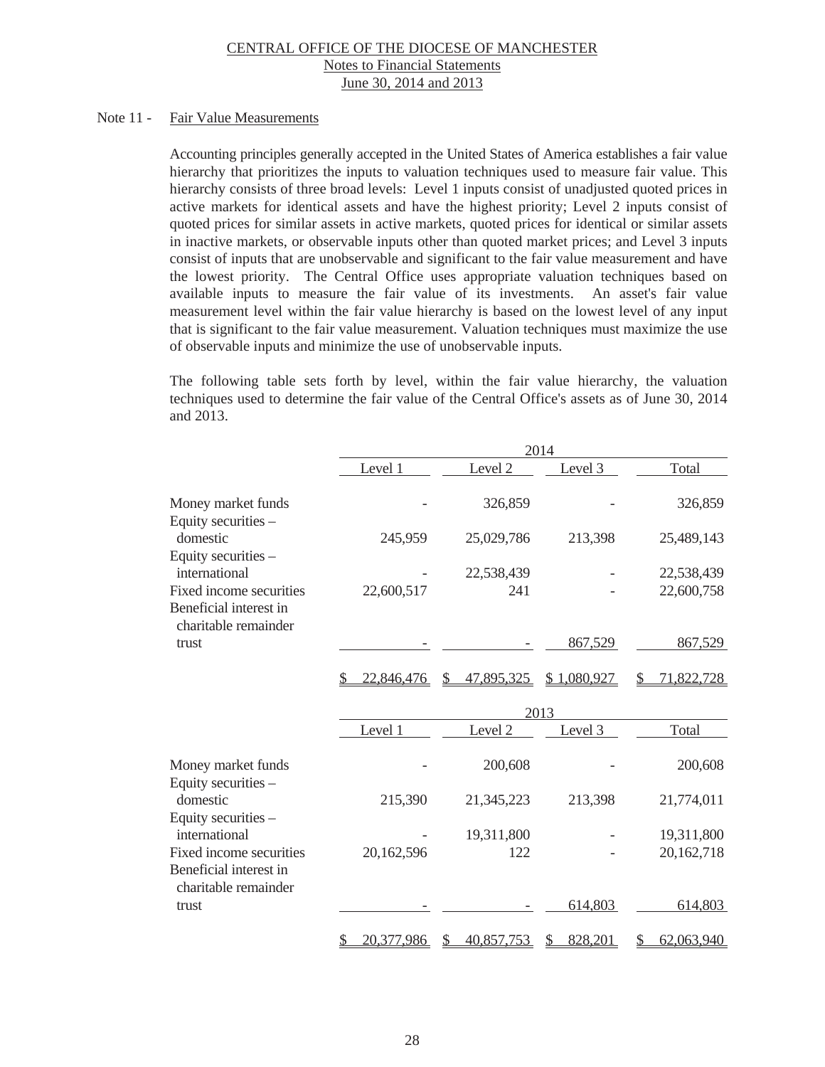CENTRAL OFFICE OF THE DIOCESE OF MANCHESTER
Notes to Financial Statements
June 30, 2014 and 2013

## Note 11 - Fair Value Measurements

Accounting principles generally accepted in the United States of America establishes a fair value hierarchy that prioritizes the inputs to valuation techniques used to measure fair value. This hierarchy consists of three broad levels: Level 1 inputs consist of unadjusted quoted prices in active markets for identical assets and have the highest priority; Level 2 inputs consist of quoted prices for similar assets in active markets, quoted prices for identical or similar assets in inactive markets, or observable inputs other than quoted market prices; and Level 3 inputs consist of inputs that are unobservable and significant to the fair value measurement and have the lowest priority. The Central Office uses appropriate valuation techniques based on available inputs to measure the fair value of its investments. An asset's fair value measurement level within the fair value hierarchy is based on the lowest level of any input that is significant to the fair value measurement. Valuation techniques must maximize the use of observable inputs and minimize the use of unobservable inputs.

The following table sets forth by level, within the fair value hierarchy, the valuation techniques used to determine the fair value of the Central Office's assets as of June 30, 2014 and 2013.

| | 2014 | | | |
|---|---|---|---|---|
| | Level 1 | Level 2 | Level 3 | Total |
| Money market funds | - | 326,859 | - | 326,859 |
| Equity securities – domestic | 245,959 | 25,029,786 | 213,398 | 25,489,143 |
| Equity securities – international | - | 22,538,439 | - | 22,538,439 |
| Fixed income securities | 22,600,517 | 241 | - | 22,600,758 |
| Beneficial interest in charitable remainder trust | - | - | 867,529 | 867,529 |
| | $ 22,846,476 | $ 47,895,325 | $ 1,080,927 | $ 71,822,728 |

| | 2013 | | | |
|---|---|---|---|---|
| | Level 1 | Level 2 | Level 3 | Total |
| Money market funds | - | 200,608 | - | 200,608 |
| Equity securities – domestic | 215,390 | 21,345,223 | 213,398 | 21,774,011 |
| Equity securities – international | - | 19,311,800 | - | 19,311,800 |
| Fixed income securities | 20,162,596 | 122 | - | 20,162,718 |
| Beneficial interest in charitable remainder trust | - | - | 614,803 | 614,803 |
| | $ 20,377,986 | $ 40,857,753 | $ 828,201 | $ 62,063,940 |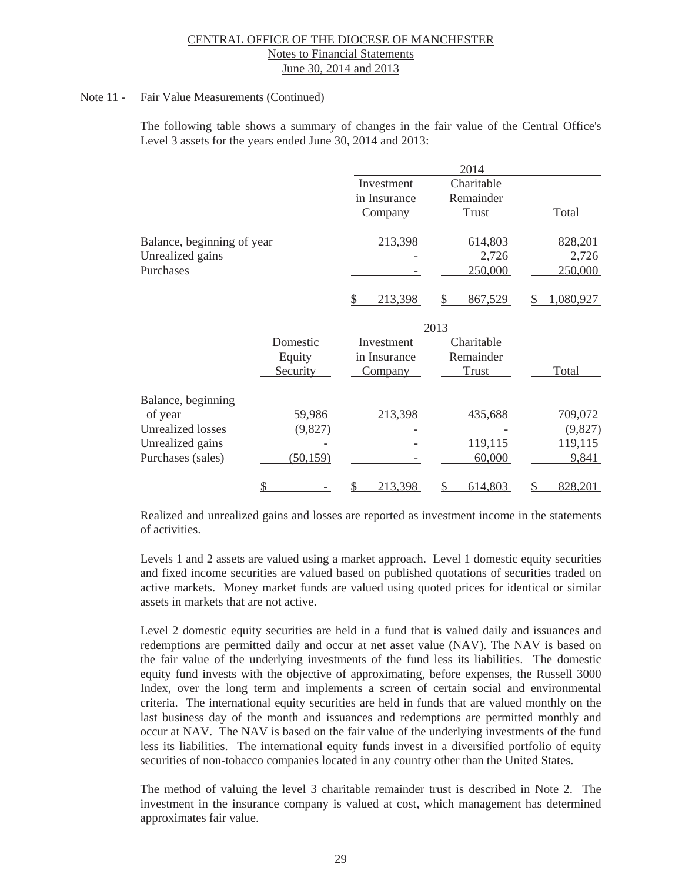CENTRAL OFFICE OF THE DIOCESE OF MANCHESTER
Notes to Financial Statements
June 30, 2014 and 2013

Note 11 - Fair Value Measurements (Continued)

The following table shows a summary of changes in the fair value of the Central Office's Level 3 assets for the years ended June 30, 2014 and 2013:

| | 2014 | | |
|---|---|---|---|
| | Investment in Insurance Company | Charitable Remainder Trust | Total |
| Balance, beginning of year | 213,398 | 614,803 | 828,201 |
| Unrealized gains | - | 2,726 | 2,726 |
| Purchases | - | 250,000 | 250,000 |
| | $ 213,398 | $ 867,529 | $ 1,080,927 |

| | 2013 | | | |
|---|---|---|---|---|
| | Domestic Equity Security | Investment in Insurance Company | Charitable Remainder Trust | Total |
| Balance, beginning of year | 59,986 | 213,398 | 435,688 | 709,072 |
| Unrealized losses | (9,827) | - | - | (9,827) |
| Unrealized gains | - | - | 119,115 | 119,115 |
| Purchases (sales) | (50,159) | - | 60,000 | 9,841 |
| | $ - | $ 213,398 | $ 614,803 | $ 828,201 |

Realized and unrealized gains and losses are reported as investment income in the statements of activities.

Levels 1 and 2 assets are valued using a market approach. Level 1 domestic equity securities and fixed income securities are valued based on published quotations of securities traded on active markets. Money market funds are valued using quoted prices for identical or similar assets in markets that are not active.

Level 2 domestic equity securities are held in a fund that is valued daily and issuances and redemptions are permitted daily and occur at net asset value (NAV). The NAV is based on the fair value of the underlying investments of the fund less its liabilities. The domestic equity fund invests with the objective of approximating, before expenses, the Russell 3000 Index, over the long term and implements a screen of certain social and environmental criteria. The international equity securities are held in funds that are valued monthly on the last business day of the month and issuances and redemptions are permitted monthly and occur at NAV. The NAV is based on the fair value of the underlying investments of the fund less its liabilities. The international equity funds invest in a diversified portfolio of equity securities of non-tobacco companies located in any country other than the United States.

The method of valuing the level 3 charitable remainder trust is described in Note 2. The investment in the insurance company is valued at cost, which management has determined approximates fair value.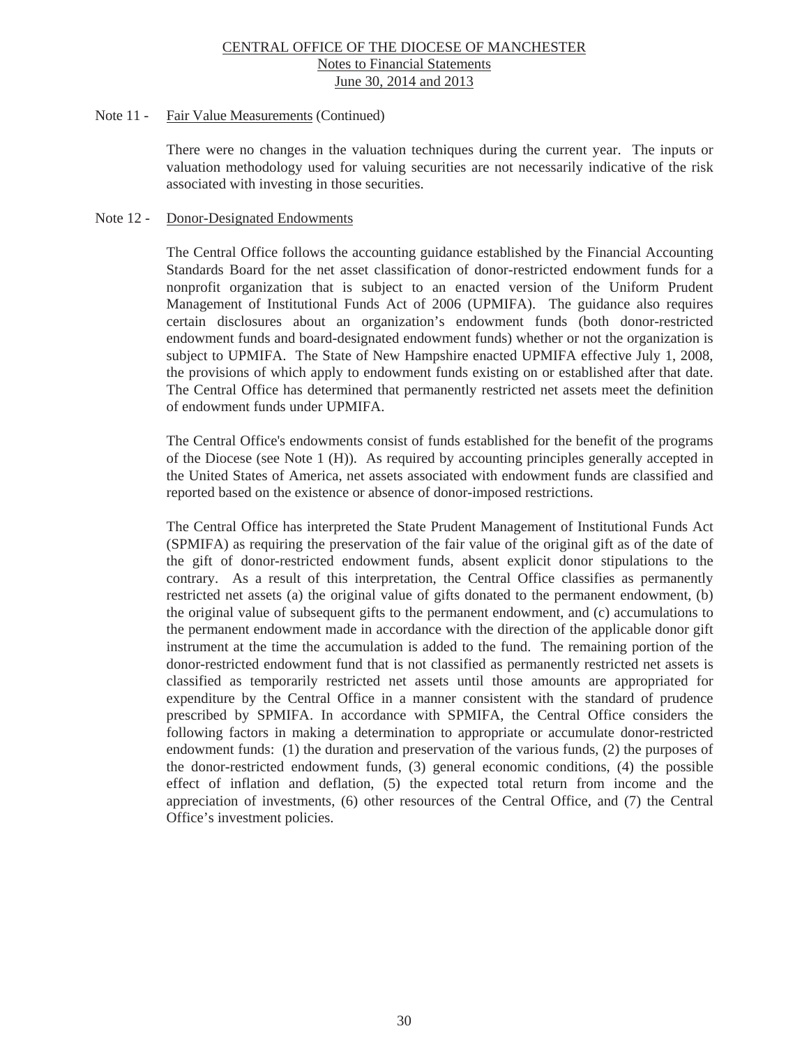Note 11 - Fair Value Measurements (Continued)

There were no changes in the valuation techniques during the current year. The inputs or valuation methodology used for valuing securities are not necessarily indicative of the risk associated with investing in those securities.

Note 12 - Donor-Designated Endowments

The Central Office follows the accounting guidance established by the Financial Accounting Standards Board for the net asset classification of donor-restricted endowment funds for a nonprofit organization that is subject to an enacted version of the Uniform Prudent Management of Institutional Funds Act of 2006 (UPMIFA). The guidance also requires certain disclosures about an organization's endowment funds (both donor-restricted endowment funds and board-designated endowment funds) whether or not the organization is subject to UPMIFA. The State of New Hampshire enacted UPMIFA effective July 1, 2008, the provisions of which apply to endowment funds existing on or established after that date. The Central Office has determined that permanently restricted net assets meet the definition of endowment funds under UPMIFA.

The Central Office's endowments consist of funds established for the benefit of the programs of the Diocese (see Note 1 (H)). As required by accounting principles generally accepted in the United States of America, net assets associated with endowment funds are classified and reported based on the existence or absence of donor-imposed restrictions.

The Central Office has interpreted the State Prudent Management of Institutional Funds Act (SPMIFA) as requiring the preservation of the fair value of the original gift as of the date of the gift of donor-restricted endowment funds, absent explicit donor stipulations to the contrary. As a result of this interpretation, the Central Office classifies as permanently restricted net assets (a) the original value of gifts donated to the permanent endowment, (b) the original value of subsequent gifts to the permanent endowment, and (c) accumulations to the permanent endowment made in accordance with the direction of the applicable donor gift instrument at the time the accumulation is added to the fund. The remaining portion of the donor-restricted endowment fund that is not classified as permanently restricted net assets is classified as temporarily restricted net assets until those amounts are appropriated for expenditure by the Central Office in a manner consistent with the standard of prudence prescribed by SPMIFA. In accordance with SPMIFA, the Central Office considers the following factors in making a determination to appropriate or accumulate donor-restricted endowment funds: (1) the duration and preservation of the various funds, (2) the purposes of the donor-restricted endowment funds, (3) general economic conditions, (4) the possible effect of inflation and deflation, (5) the expected total return from income and the appreciation of investments, (6) other resources of the Central Office, and (7) the Central Office's investment policies.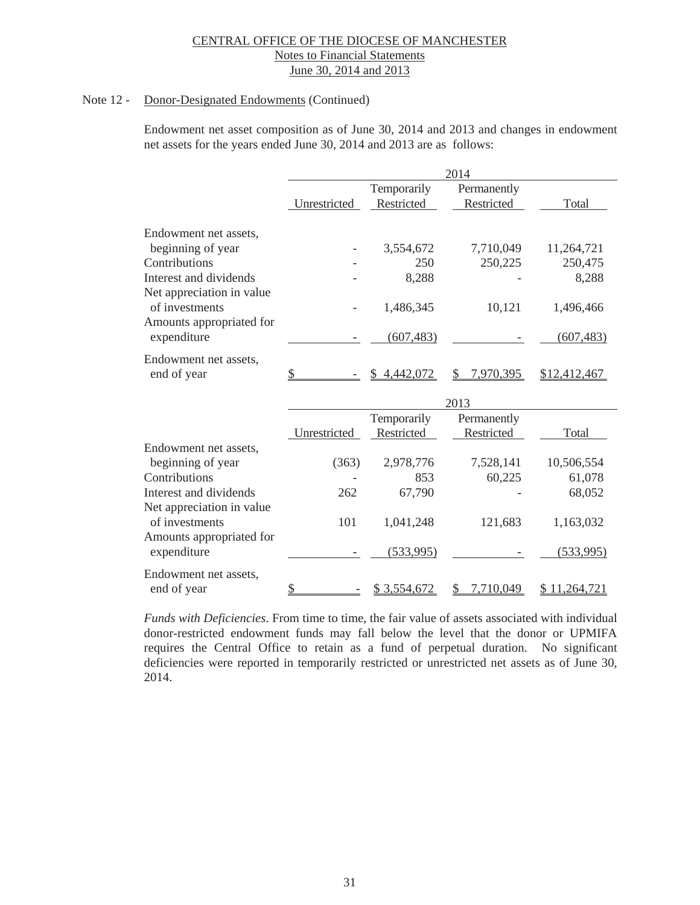CENTRAL OFFICE OF THE DIOCESE OF MANCHESTER
Notes to Financial Statements
June 30, 2014 and 2013

Note 12 - Donor-Designated Endowments (Continued)

Endowment net asset composition as of June 30, 2014 and 2013 and changes in endowment net assets for the years ended June 30, 2014 and 2013 are as follows:

| | 2014 | | | |
|---|---|---|---|---|
| | Unrestricted | Temporarily Restricted | Permanently Restricted | Total |
| Endowment net assets, beginning of year | - | 3,554,672 | 7,710,049 | 11,264,721 |
| Contributions | - | 250 | 250,225 | 250,475 |
| Interest and dividends | - | 8,288 | - | 8,288 |
| Net appreciation in value of investments | - | 1,486,345 | 10,121 | 1,496,466 |
| Amounts appropriated for expenditure | - | (607,483) | - | (607,483) |
| Endowment net assets, end of year | $ - | $ 4,442,072 | $ 7,970,395 | $12,412,467 |

| | 2013 | | | |
|---|---|---|---|---|
| | Unrestricted | Temporarily Restricted | Permanently Restricted | Total |
| Endowment net assets, beginning of year | (363) | 2,978,776 | 7,528,141 | 10,506,554 |
| Contributions | - | 853 | 60,225 | 61,078 |
| Interest and dividends | 262 | 67,790 | - | 68,052 |
| Net appreciation in value of investments | 101 | 1,041,248 | 121,683 | 1,163,032 |
| Amounts appropriated for expenditure | - | (533,995) | - | (533,995) |
| Endowment net assets, end of year | $ - | $ 3,554,672 | $ 7,710,049 | $ 11,264,721 |

*Funds with Deficiencies*. From time to time, the fair value of assets associated with individual donor-restricted endowment funds may fall below the level that the donor or UPMIFA requires the Central Office to retain as a fund of perpetual duration. No significant deficiencies were reported in temporarily restricted or unrestricted net assets as of June 30, 2014.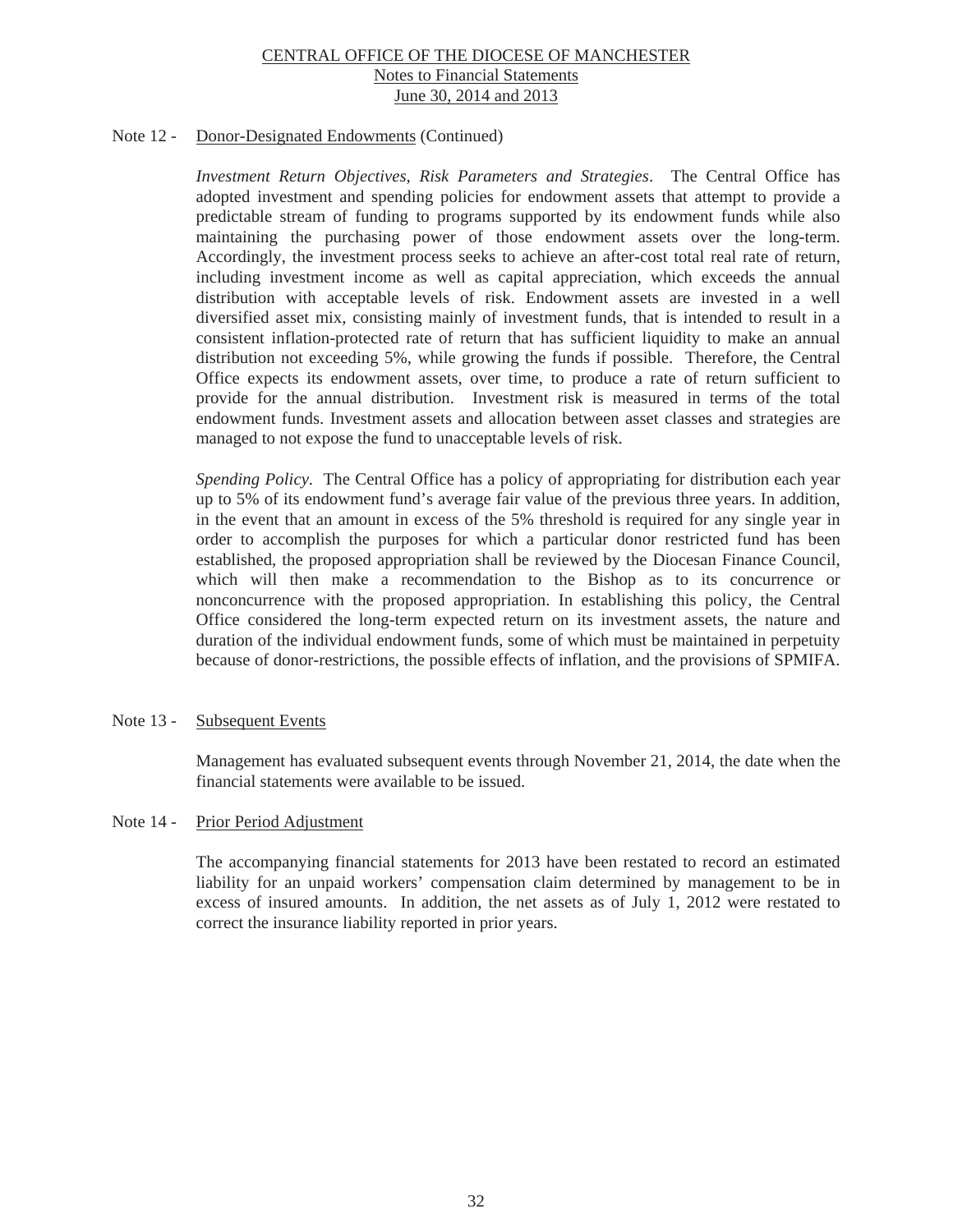Note 12 - Donor-Designated Endowments (Continued)

*Investment Return Objectives, Risk Parameters and Strategies*. The Central Office has adopted investment and spending policies for endowment assets that attempt to provide a predictable stream of funding to programs supported by its endowment funds while also maintaining the purchasing power of those endowment assets over the long-term. Accordingly, the investment process seeks to achieve an after-cost total real rate of return, including investment income as well as capital appreciation, which exceeds the annual distribution with acceptable levels of risk. Endowment assets are invested in a well diversified asset mix, consisting mainly of investment funds, that is intended to result in a consistent inflation-protected rate of return that has sufficient liquidity to make an annual distribution not exceeding 5%, while growing the funds if possible. Therefore, the Central Office expects its endowment assets, over time, to produce a rate of return sufficient to provide for the annual distribution. Investment risk is measured in terms of the total endowment funds. Investment assets and allocation between asset classes and strategies are managed to not expose the fund to unacceptable levels of risk.

*Spending Policy*. The Central Office has a policy of appropriating for distribution each year up to 5% of its endowment fund's average fair value of the previous three years. In addition, in the event that an amount in excess of the 5% threshold is required for any single year in order to accomplish the purposes for which a particular donor restricted fund has been established, the proposed appropriation shall be reviewed by the Diocesan Finance Council, which will then make a recommendation to the Bishop as to its concurrence or nonconcurrence with the proposed appropriation. In establishing this policy, the Central Office considered the long-term expected return on its investment assets, the nature and duration of the individual endowment funds, some of which must be maintained in perpetuity because of donor-restrictions, the possible effects of inflation, and the provisions of SPMIFA.

Note 13 - Subsequent Events

Management has evaluated subsequent events through November 21, 2014, the date when the financial statements were available to be issued.

Note 14 - Prior Period Adjustment

The accompanying financial statements for 2013 have been restated to record an estimated liability for an unpaid workers' compensation claim determined by management to be in excess of insured amounts. In addition, the net assets as of July 1, 2012 were restated to correct the insurance liability reported in prior years.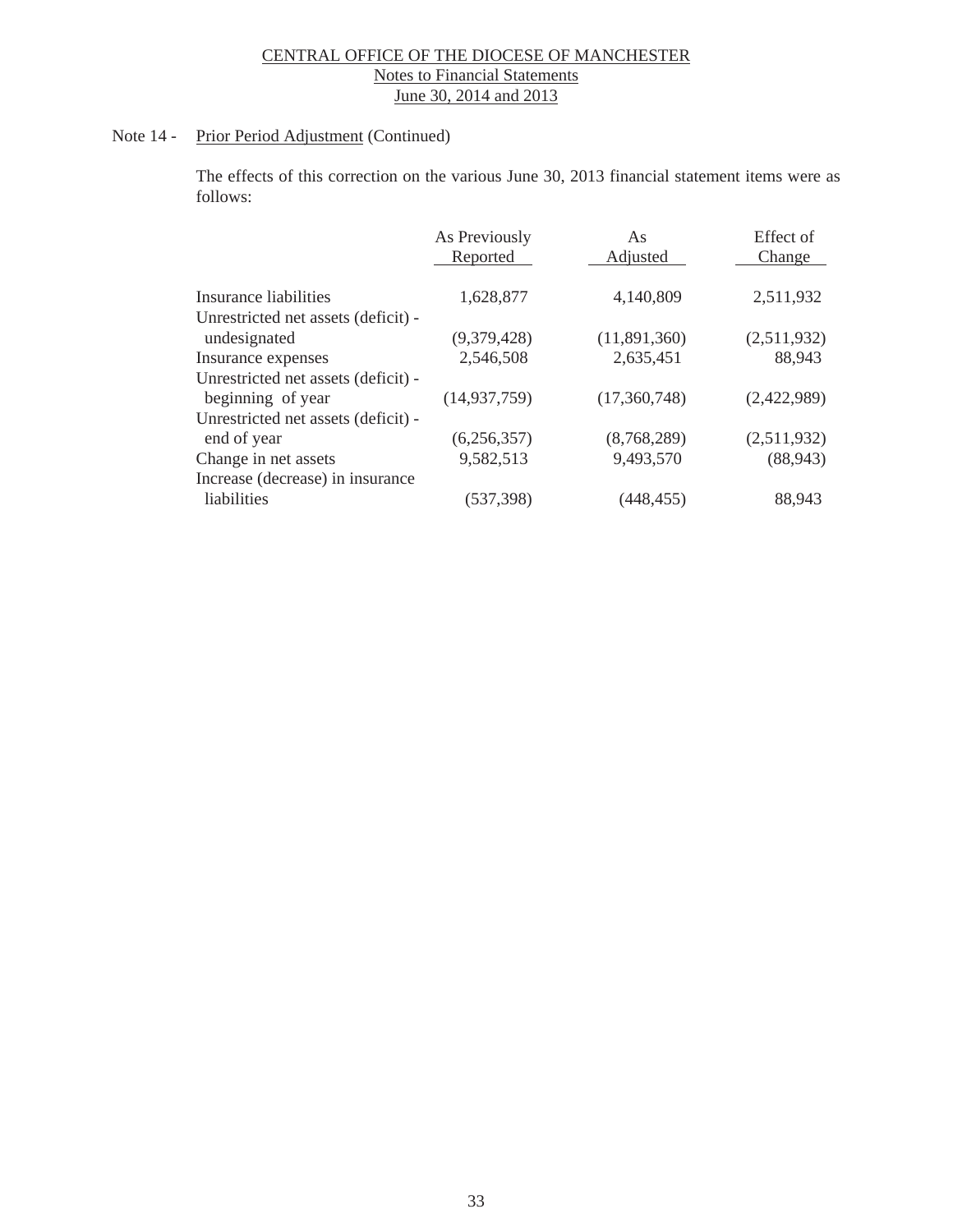CENTRAL OFFICE OF THE DIOCESE OF MANCHESTER
Notes to Financial Statements
June 30, 2014 and 2013

Note 14 - Prior Period Adjustment (Continued)

The effects of this correction on the various June 30, 2013 financial statement items were as follows:

| | As Previously Reported | As Adjusted | Effect of Change |
|---|---|---|---|
| Insurance liabilities | 1,628,877 | 4,140,809 | 2,511,932 |
| Unrestricted net assets (deficit) - undesignated | (9,379,428) | (11,891,360) | (2,511,932) |
| Insurance expenses | 2,546,508 | 2,635,451 | 88,943 |
| Unrestricted net assets (deficit) - beginning of year | (14,937,759) | (17,360,748) | (2,422,989) |
| Unrestricted net assets (deficit) - end of year | (6,256,357) | (8,768,289) | (2,511,932) |
| Change in net assets | 9,582,513 | 9,493,570 | (88,943) |
| Increase (decrease) in insurance liabilities | (537,398) | (448,455) | 88,943 |